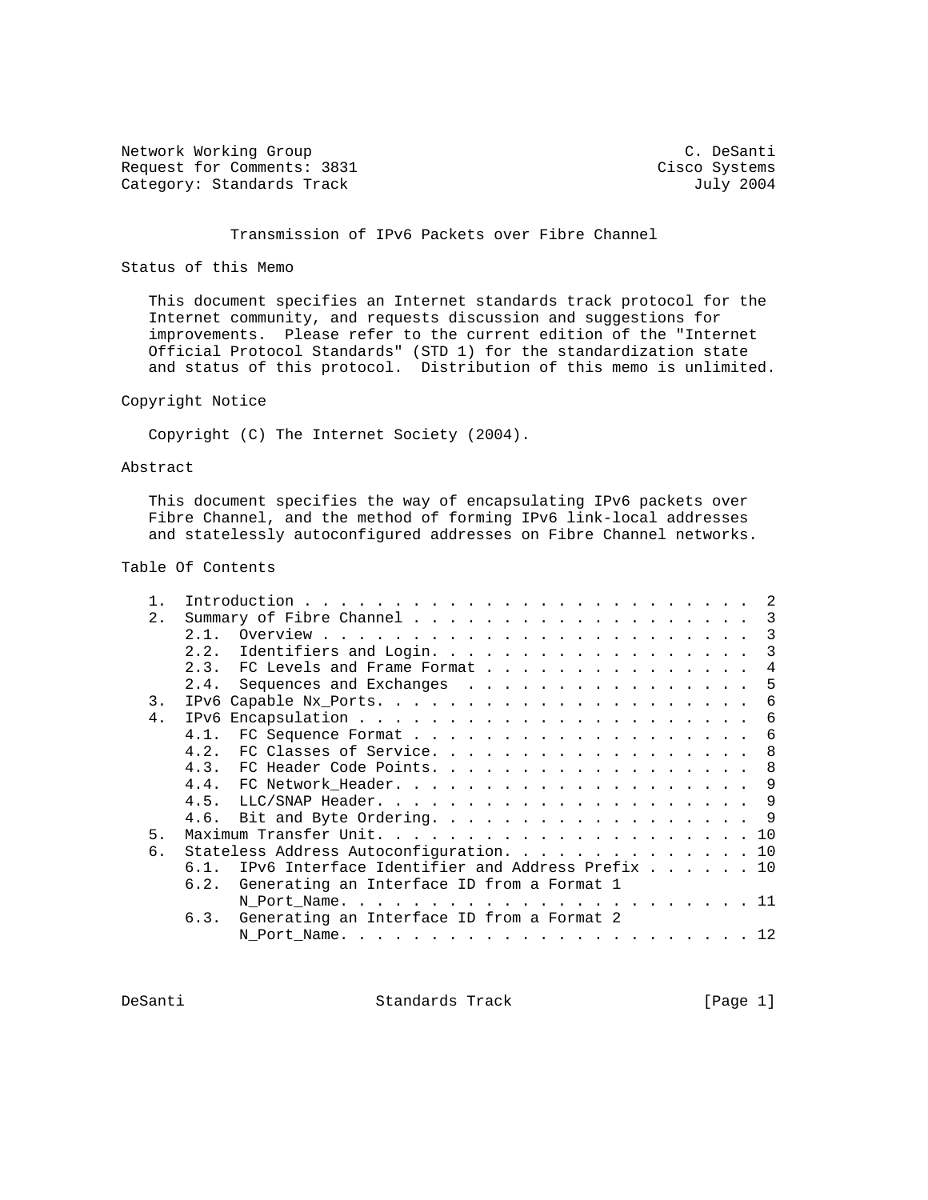Network Working Group C. DeSanti
Request for Comments: 3831 Cisco Systems
Category: Standards Track July 2004

# Transmission of IPv6 Packets over Fibre Channel

## Status of this Memo

This document specifies an Internet standards track protocol for the Internet community, and requests discussion and suggestions for improvements. Please refer to the current edition of the "Internet Official Protocol Standards" (STD 1) for the standardization state and status of this protocol. Distribution of this memo is unlimited.

## Copyright Notice

Copyright (C) The Internet Society (2004).

## Abstract

This document specifies the way of encapsulating IPv6 packets over Fibre Channel, and the method of forming IPv6 link-local addresses and statelessly autoconfigured addresses on Fibre Channel networks.

## Table Of Contents

```
1.  Introduction . . . . . . . . . . . . . . . . . . . . . . . . .  2
2.  Summary of Fibre Channel . . . . . . . . . . . . . . . . . . .  3
    2.1.  Overview . . . . . . . . . . . . . . . . . . . . . . . .  3
    2.2.  Identifiers and Login. . . . . . . . . . . . . . . . . .  3
    2.3.  FC Levels and Frame Format . . . . . . . . . . . . . . .  4
    2.4.  Sequences and Exchanges  . . . . . . . . . . . . . . . .  5
3.  IPv6 Capable Nx_Ports. . . . . . . . . . . . . . . . . . . . .  6
4.  IPv6 Encapsulation . . . . . . . . . . . . . . . . . . . . . .  6
    4.1.  FC Sequence Format . . . . . . . . . . . . . . . . . . .  6
    4.2.  FC Classes of Service. . . . . . . . . . . . . . . . . .  8
    4.3.  FC Header Code Points. . . . . . . . . . . . . . . . . .  8
    4.4.  FC Network_Header. . . . . . . . . . . . . . . . . . . .  9
    4.5.  LLC/SNAP Header. . . . . . . . . . . . . . . . . . . . .  9
    4.6.  Bit and Byte Ordering. . . . . . . . . . . . . . . . . .  9
5.  Maximum Transfer Unit. . . . . . . . . . . . . . . . . . . . . 10
6.  Stateless Address Autoconfiguration. . . . . . . . . . . . . . 10
    6.1.  IPv6 Interface Identifier and Address Prefix . . . . . . 10
    6.2.  Generating an Interface ID from a Format 1
          N_Port_Name. . . . . . . . . . . . . . . . . . . . . . . 11
    6.3.  Generating an Interface ID from a Format 2
          N_Port_Name. . . . . . . . . . . . . . . . . . . . . . . 12
```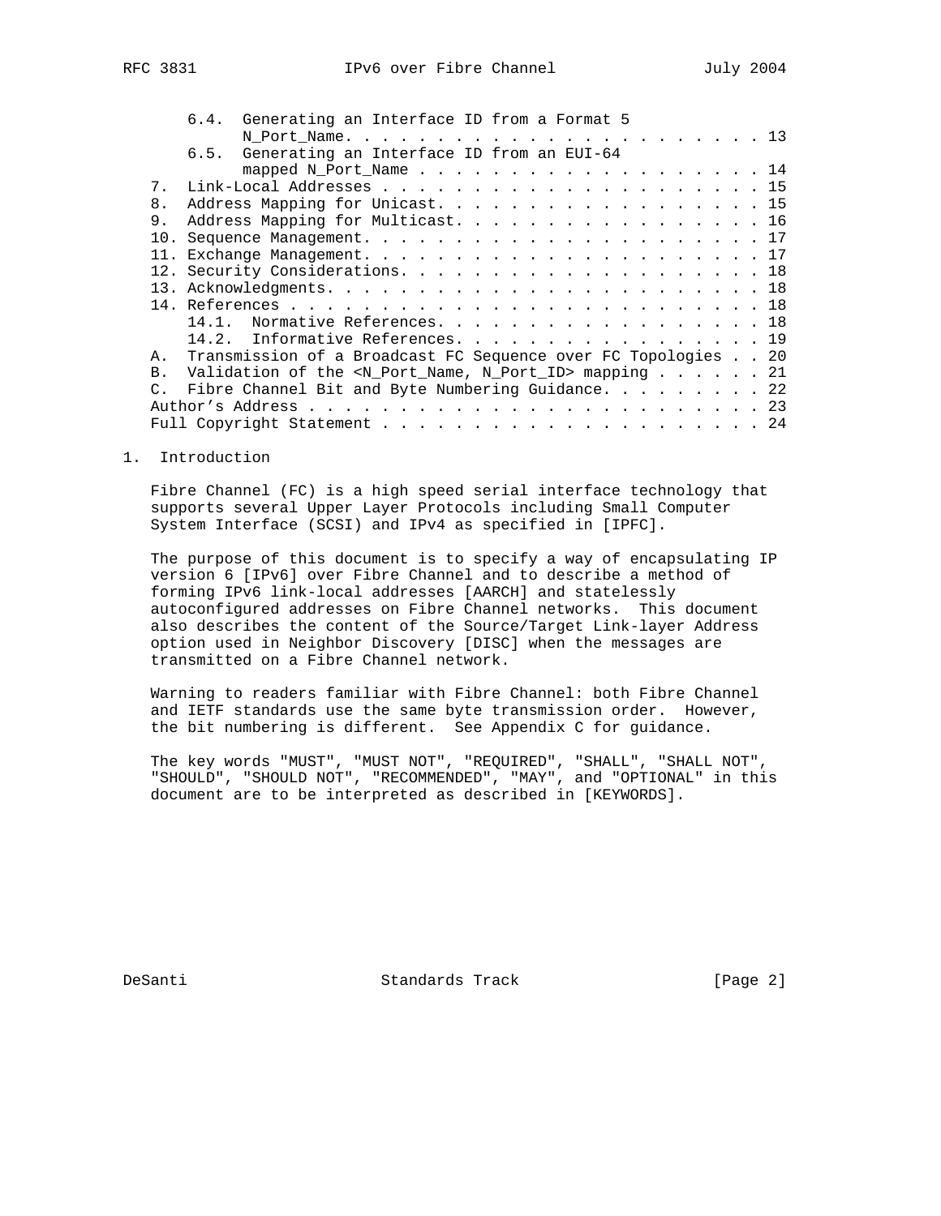6.4. Generating an Interface ID from a Format 5 N_Port_Name. . . . . . . . . . . . . . . . . . . . . . 13
6.5. Generating an Interface ID from an EUI-64 mapped N_Port_Name . . . . . . . . . . . . . . . . . . . 14
7. Link-Local Addresses . . . . . . . . . . . . . . . . . . . . . 15
8. Address Mapping for Unicast. . . . . . . . . . . . . . . . . . . 15
9. Address Mapping for Multicast. . . . . . . . . . . . . . . . . . 16
10. Sequence Management. . . . . . . . . . . . . . . . . . . . . . 17
11. Exchange Management. . . . . . . . . . . . . . . . . . . . . . 17
12. Security Considerations. . . . . . . . . . . . . . . . . . . . 18
13. Acknowledgments. . . . . . . . . . . . . . . . . . . . . . . . 18
14. References . . . . . . . . . . . . . . . . . . . . . . . . . . 18
14.1. Normative References. . . . . . . . . . . . . . . . . . 18
14.2. Informative References. . . . . . . . . . . . . . . . . 19
A. Transmission of a Broadcast FC Sequence over FC Topologies . . 20
B. Validation of the <N_Port_Name, N_Port_ID> mapping . . . . . . 21
C. Fibre Channel Bit and Byte Numbering Guidance. . . . . . . . . 22
Author's Address . . . . . . . . . . . . . . . . . . . . . . . . . 23
Full Copyright Statement . . . . . . . . . . . . . . . . . . . . . 24

# 1. Introduction

Fibre Channel (FC) is a high speed serial interface technology that supports several Upper Layer Protocols including Small Computer System Interface (SCSI) and IPv4 as specified in [IPFC].

The purpose of this document is to specify a way of encapsulating IP version 6 [IPv6] over Fibre Channel and to describe a method of forming IPv6 link-local addresses [AARCH] and statelessly autoconfigured addresses on Fibre Channel networks. This document also describes the content of the Source/Target Link-layer Address option used in Neighbor Discovery [DISC] when the messages are transmitted on a Fibre Channel network.

Warning to readers familiar with Fibre Channel: both Fibre Channel and IETF standards use the same byte transmission order. However, the bit numbering is different. See Appendix C for guidance.

The key words "MUST", "MUST NOT", "REQUIRED", "SHALL", "SHALL NOT", "SHOULD", "SHOULD NOT", "RECOMMENDED", "MAY", and "OPTIONAL" in this document are to be interpreted as described in [KEYWORDS].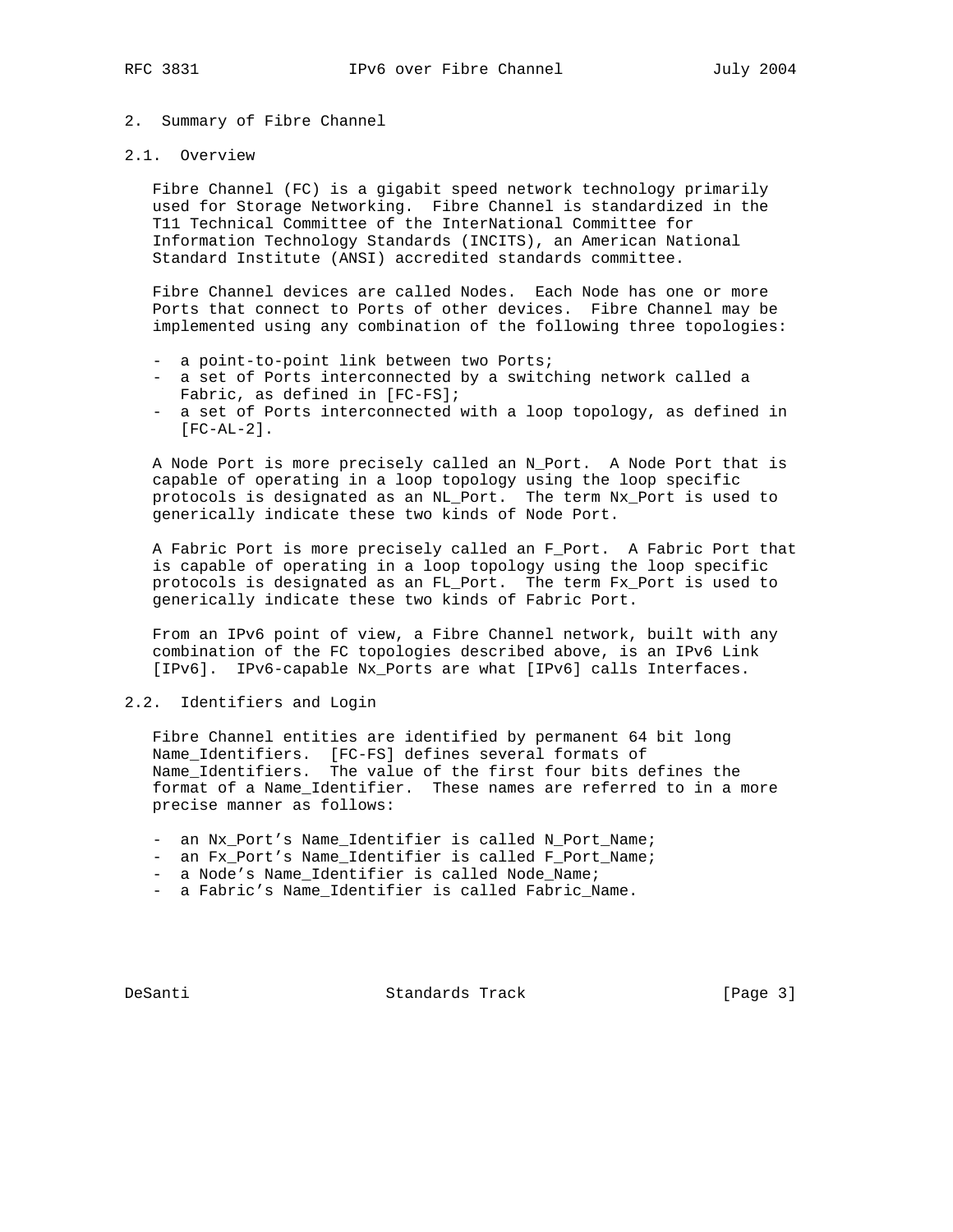## 2. Summary of Fibre Channel

### 2.1. Overview

Fibre Channel (FC) is a gigabit speed network technology primarily used for Storage Networking. Fibre Channel is standardized in the T11 Technical Committee of the InterNational Committee for Information Technology Standards (INCITS), an American National Standard Institute (ANSI) accredited standards committee.

Fibre Channel devices are called Nodes. Each Node has one or more Ports that connect to Ports of other devices. Fibre Channel may be implemented using any combination of the following three topologies:

- a point-to-point link between two Ports;
- a set of Ports interconnected by a switching network called a Fabric, as defined in [FC-FS];
- a set of Ports interconnected with a loop topology, as defined in [FC-AL-2].

A Node Port is more precisely called an N_Port. A Node Port that is capable of operating in a loop topology using the loop specific protocols is designated as an NL_Port. The term Nx_Port is used to generically indicate these two kinds of Node Port.

A Fabric Port is more precisely called an F_Port. A Fabric Port that is capable of operating in a loop topology using the loop specific protocols is designated as an FL_Port. The term Fx_Port is used to generically indicate these two kinds of Fabric Port.

From an IPv6 point of view, a Fibre Channel network, built with any combination of the FC topologies described above, is an IPv6 Link [IPv6]. IPv6-capable Nx_Ports are what [IPv6] calls Interfaces.

### 2.2. Identifiers and Login

Fibre Channel entities are identified by permanent 64 bit long Name_Identifiers. [FC-FS] defines several formats of Name_Identifiers. The value of the first four bits defines the format of a Name_Identifier. These names are referred to in a more precise manner as follows:

- an Nx_Port's Name_Identifier is called N_Port_Name;
- an Fx_Port's Name_Identifier is called F_Port_Name;
- a Node's Name_Identifier is called Node_Name;
- a Fabric's Name_Identifier is called Fabric_Name.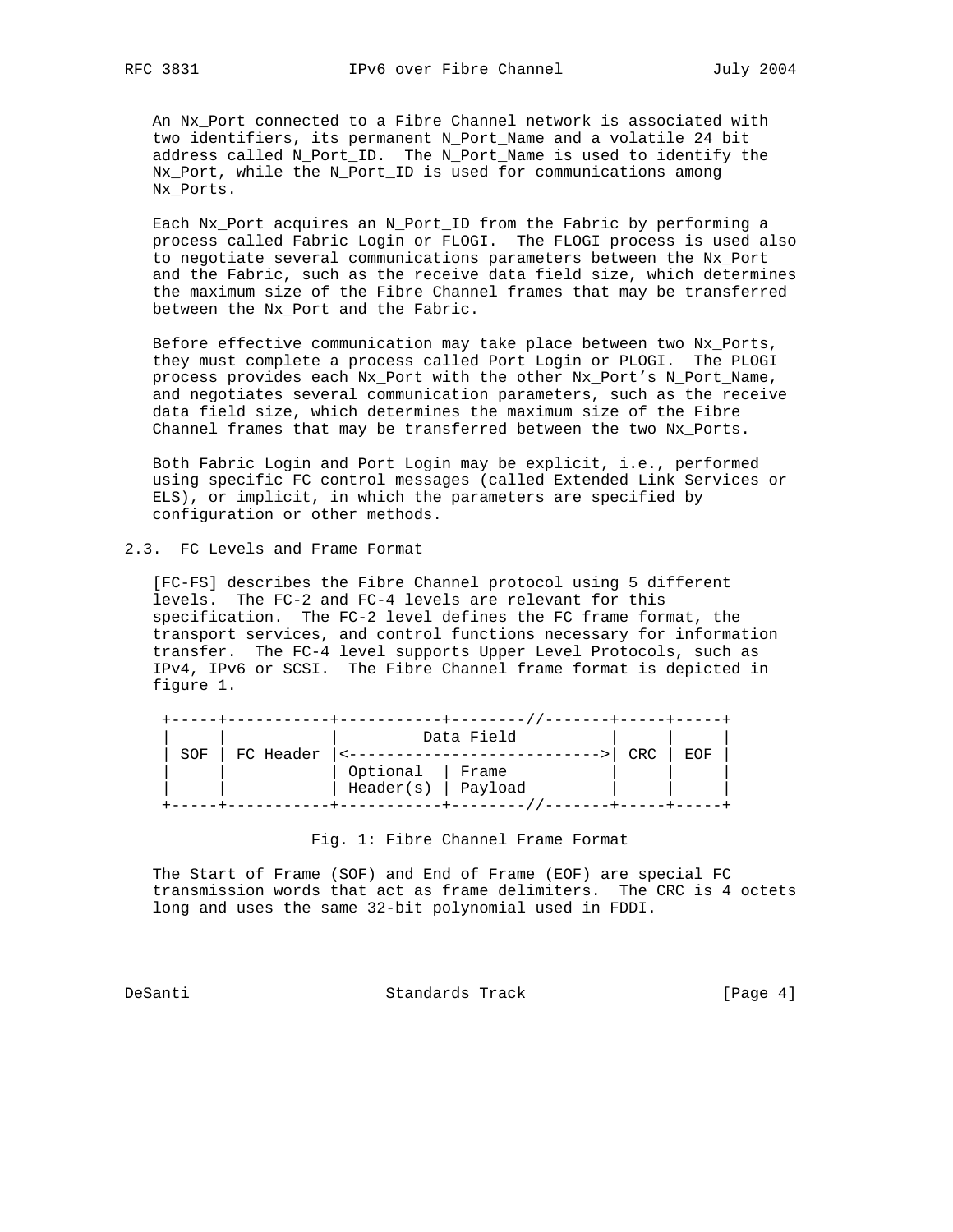An Nx_Port connected to a Fibre Channel network is associated with two identifiers, its permanent N_Port_Name and a volatile 24 bit address called N_Port_ID. The N_Port_Name is used to identify the Nx_Port, while the N_Port_ID is used for communications among Nx_Ports.

Each Nx_Port acquires an N_Port_ID from the Fabric by performing a process called Fabric Login or FLOGI. The FLOGI process is used also to negotiate several communications parameters between the Nx_Port and the Fabric, such as the receive data field size, which determines the maximum size of the Fibre Channel frames that may be transferred between the Nx_Port and the Fabric.

Before effective communication may take place between two Nx_Ports, they must complete a process called Port Login or PLOGI. The PLOGI process provides each Nx_Port with the other Nx_Port's N_Port_Name, and negotiates several communication parameters, such as the receive data field size, which determines the maximum size of the Fibre Channel frames that may be transferred between the two Nx_Ports.

Both Fabric Login and Port Login may be explicit, i.e., performed using specific FC control messages (called Extended Link Services or ELS), or implicit, in which the parameters are specified by configuration or other methods.

## 2.3. FC Levels and Frame Format

[FC-FS] describes the Fibre Channel protocol using 5 different levels. The FC-2 and FC-4 levels are relevant for this specification. The FC-2 level defines the FC frame format, the transport services, and control functions necessary for information transfer. The FC-4 level supports Upper Level Protocols, such as IPv4, IPv6 or SCSI. The Fibre Channel frame format is depicted in figure 1.

```
+-----+-----------+-----------+--------//-------+-----+-----+
|     |           |          Data Field         |     |     |
| SOF | FC Header |<--------------------------->| CRC | EOF |
|     |           | Optional  | Frame           |     |     |
|     |           | Header(s) | Payload         |     |     |
+-----+-----------+-----------+--------//-------+-----+-----+
```

Fig. 1: Fibre Channel Frame Format

The Start of Frame (SOF) and End of Frame (EOF) are special FC transmission words that act as frame delimiters. The CRC is 4 octets long and uses the same 32-bit polynomial used in FDDI.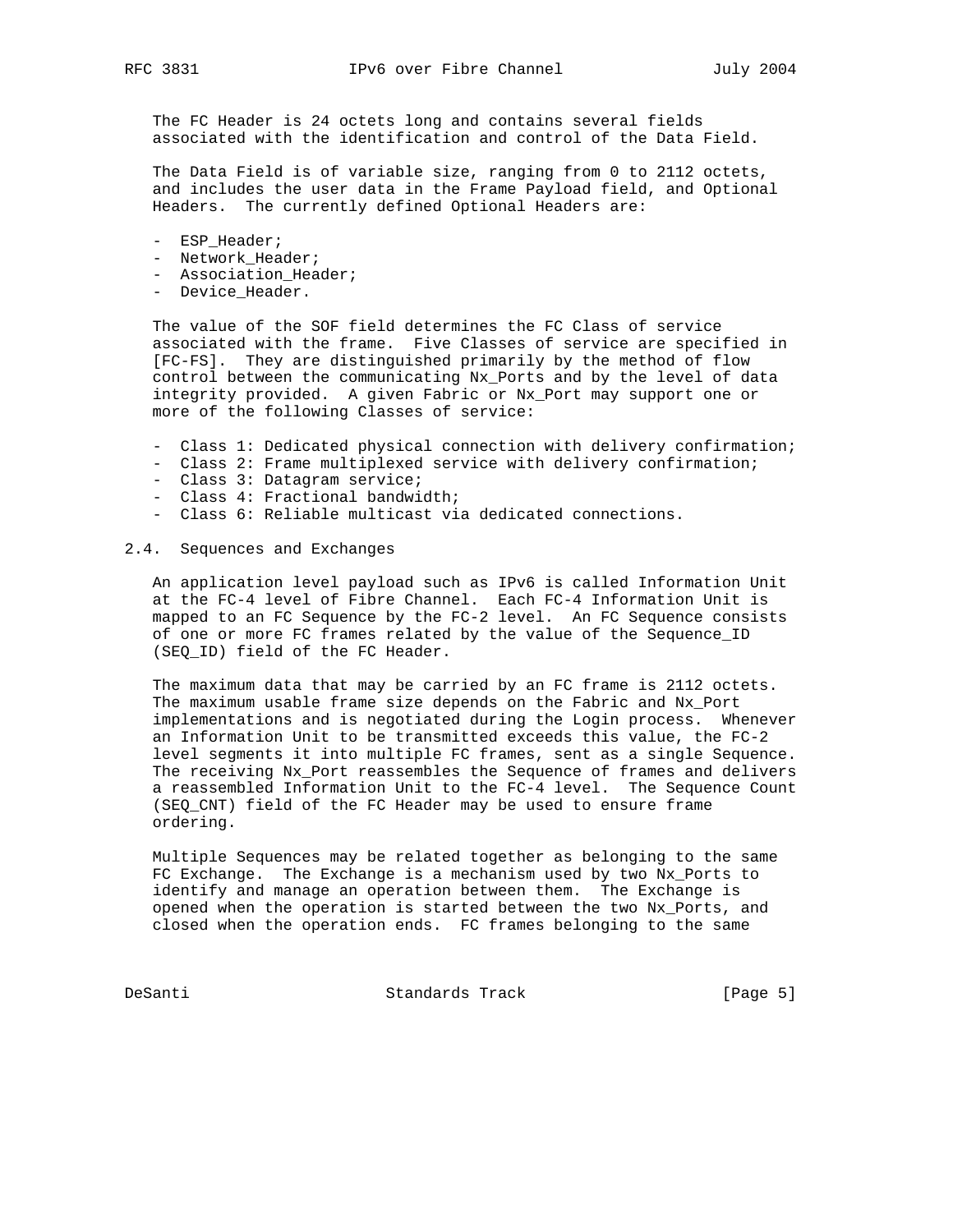The FC Header is 24 octets long and contains several fields associated with the identification and control of the Data Field.

The Data Field is of variable size, ranging from 0 to 2112 octets, and includes the user data in the Frame Payload field, and Optional Headers. The currently defined Optional Headers are:

- ESP_Header;
- Network_Header;
- Association_Header;
- Device_Header.

The value of the SOF field determines the FC Class of service associated with the frame. Five Classes of service are specified in [FC-FS]. They are distinguished primarily by the method of flow control between the communicating Nx_Ports and by the level of data integrity provided. A given Fabric or Nx_Port may support one or more of the following Classes of service:

- Class 1: Dedicated physical connection with delivery confirmation;
- Class 2: Frame multiplexed service with delivery confirmation;
- Class 3: Datagram service;
- Class 4: Fractional bandwidth;
- Class 6: Reliable multicast via dedicated connections.

## 2.4. Sequences and Exchanges

An application level payload such as IPv6 is called Information Unit at the FC-4 level of Fibre Channel. Each FC-4 Information Unit is mapped to an FC Sequence by the FC-2 level. An FC Sequence consists of one or more FC frames related by the value of the Sequence_ID (SEQ_ID) field of the FC Header.

The maximum data that may be carried by an FC frame is 2112 octets. The maximum usable frame size depends on the Fabric and Nx_Port implementations and is negotiated during the Login process. Whenever an Information Unit to be transmitted exceeds this value, the FC-2 level segments it into multiple FC frames, sent as a single Sequence. The receiving Nx_Port reassembles the Sequence of frames and delivers a reassembled Information Unit to the FC-4 level. The Sequence Count (SEQ_CNT) field of the FC Header may be used to ensure frame ordering.

Multiple Sequences may be related together as belonging to the same FC Exchange. The Exchange is a mechanism used by two Nx_Ports to identify and manage an operation between them. The Exchange is opened when the operation is started between the two Nx_Ports, and closed when the operation ends. FC frames belonging to the same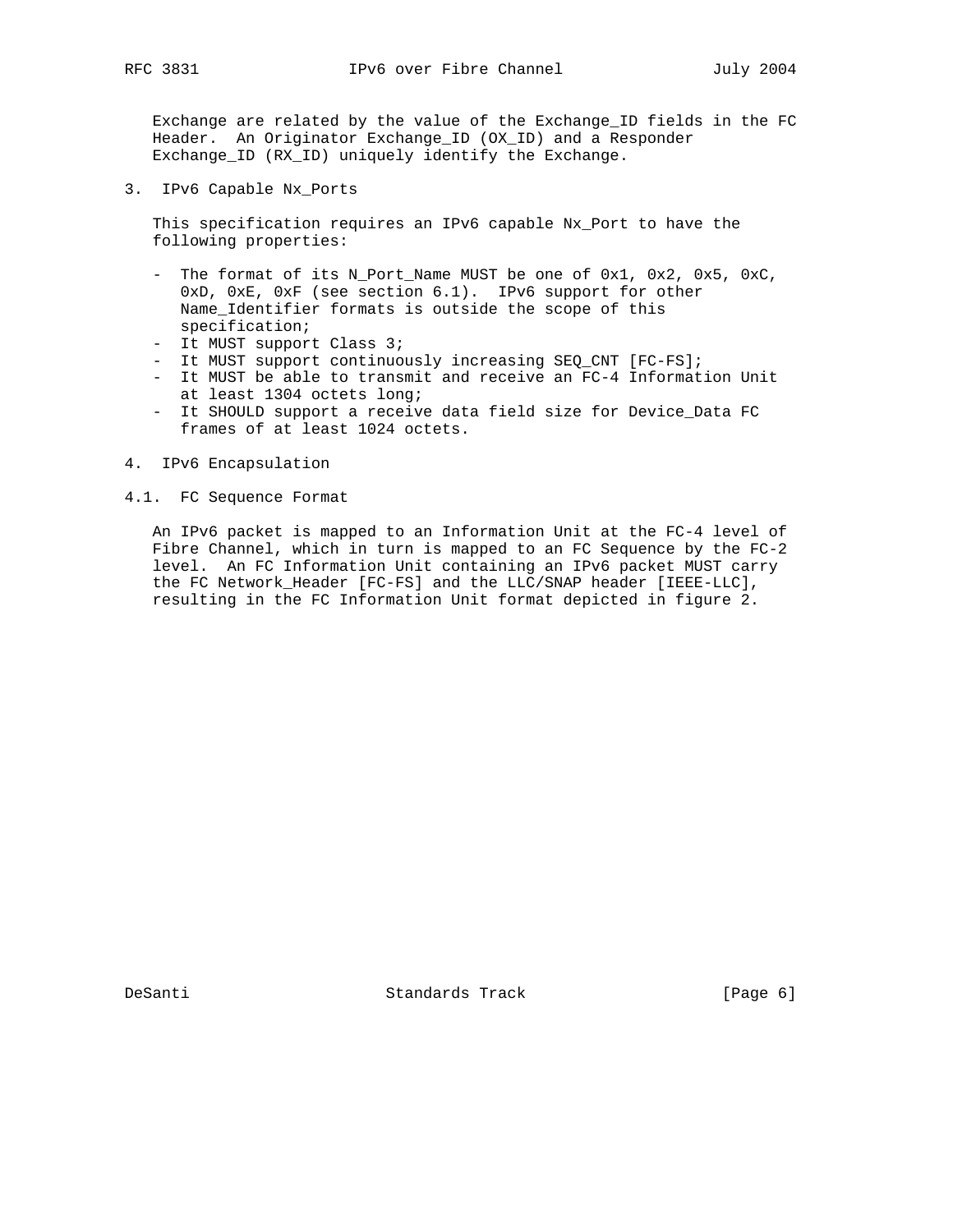Exchange are related by the value of the Exchange_ID fields in the FC Header. An Originator Exchange_ID (OX_ID) and a Responder Exchange_ID (RX_ID) uniquely identify the Exchange.

## 3. IPv6 Capable Nx_Ports

This specification requires an IPv6 capable Nx_Port to have the following properties:

- The format of its N_Port_Name MUST be one of 0x1, 0x2, 0x5, 0xC, 0xD, 0xE, 0xF (see section 6.1). IPv6 support for other Name_Identifier formats is outside the scope of this specification;
- It MUST support Class 3;
- It MUST support continuously increasing SEQ_CNT [FC-FS];
- It MUST be able to transmit and receive an FC-4 Information Unit at least 1304 octets long;
- It SHOULD support a receive data field size for Device_Data FC frames of at least 1024 octets.

## 4. IPv6 Encapsulation

### 4.1. FC Sequence Format

An IPv6 packet is mapped to an Information Unit at the FC-4 level of Fibre Channel, which in turn is mapped to an FC Sequence by the FC-2 level. An FC Information Unit containing an IPv6 packet MUST carry the FC Network_Header [FC-FS] and the LLC/SNAP header [IEEE-LLC], resulting in the FC Information Unit format depicted in figure 2.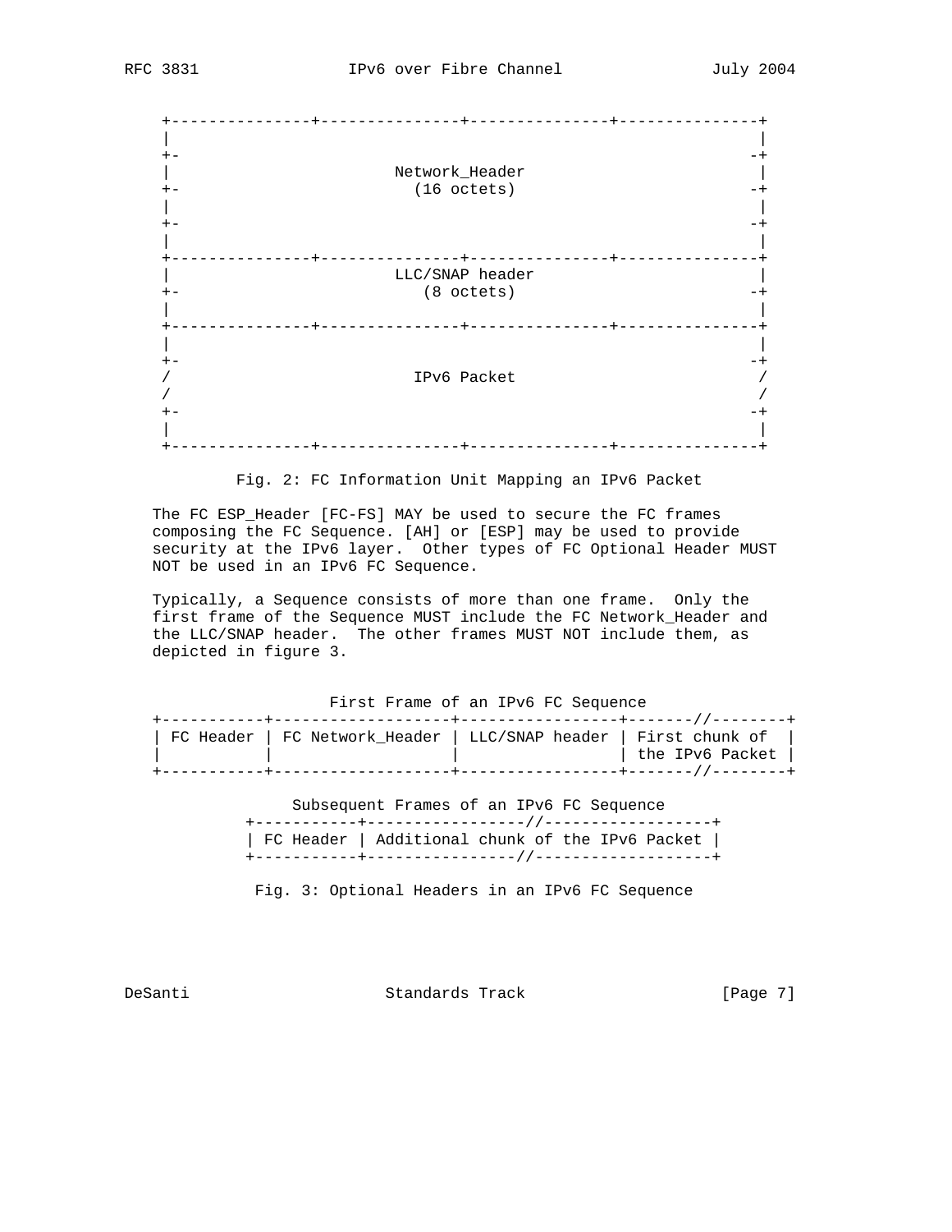```
   +---------------+---------------+---------------+---------------+
   |                                                               |
   +-                                                             -+
   |                         Network_Header                        |
   +-                          (16 octets)                        -+
   |                                                               |
   +-                                                             -+
   |                                                               |
   +---------------+---------------+---------------+---------------+
   |                         LLC/SNAP header                       |
   +-                          (8 octets)                         -+
   |                                                               |
   +---------------+---------------+---------------+---------------+
   |                                                               |
   +-                                                             -+
   /                          IPv6 Packet                          /
   /                                                               /
   +-                                                             -+
   |                                                               |
   +---------------+---------------+---------------+---------------+
```

Fig. 2: FC Information Unit Mapping an IPv6 Packet

The FC ESP_Header [FC-FS] MAY be used to secure the FC frames composing the FC Sequence. [AH] or [ESP] may be used to provide security at the IPv6 layer. Other types of FC Optional Header MUST NOT be used in an IPv6 FC Sequence.

Typically, a Sequence consists of more than one frame. Only the first frame of the Sequence MUST include the FC Network_Header and the LLC/SNAP header. The other frames MUST NOT include them, as depicted in figure 3.

```
                   First Frame of an IPv6 FC Sequence
  +-----------+-------------------+-----------------+-------//--------+
  | FC Header | FC Network_Header | LLC/SNAP header | First chunk of  |
  |           |                   |                 | the IPv6 Packet |
  +-----------+-------------------+-----------------+-------//--------+

                Subsequent Frames of an IPv6 FC Sequence
            +-----------+----------------//------------------+
            | FC Header | Additional chunk of the IPv6 Packet |
            +-----------+----------------//------------------+
```

Fig. 3: Optional Headers in an IPv6 FC Sequence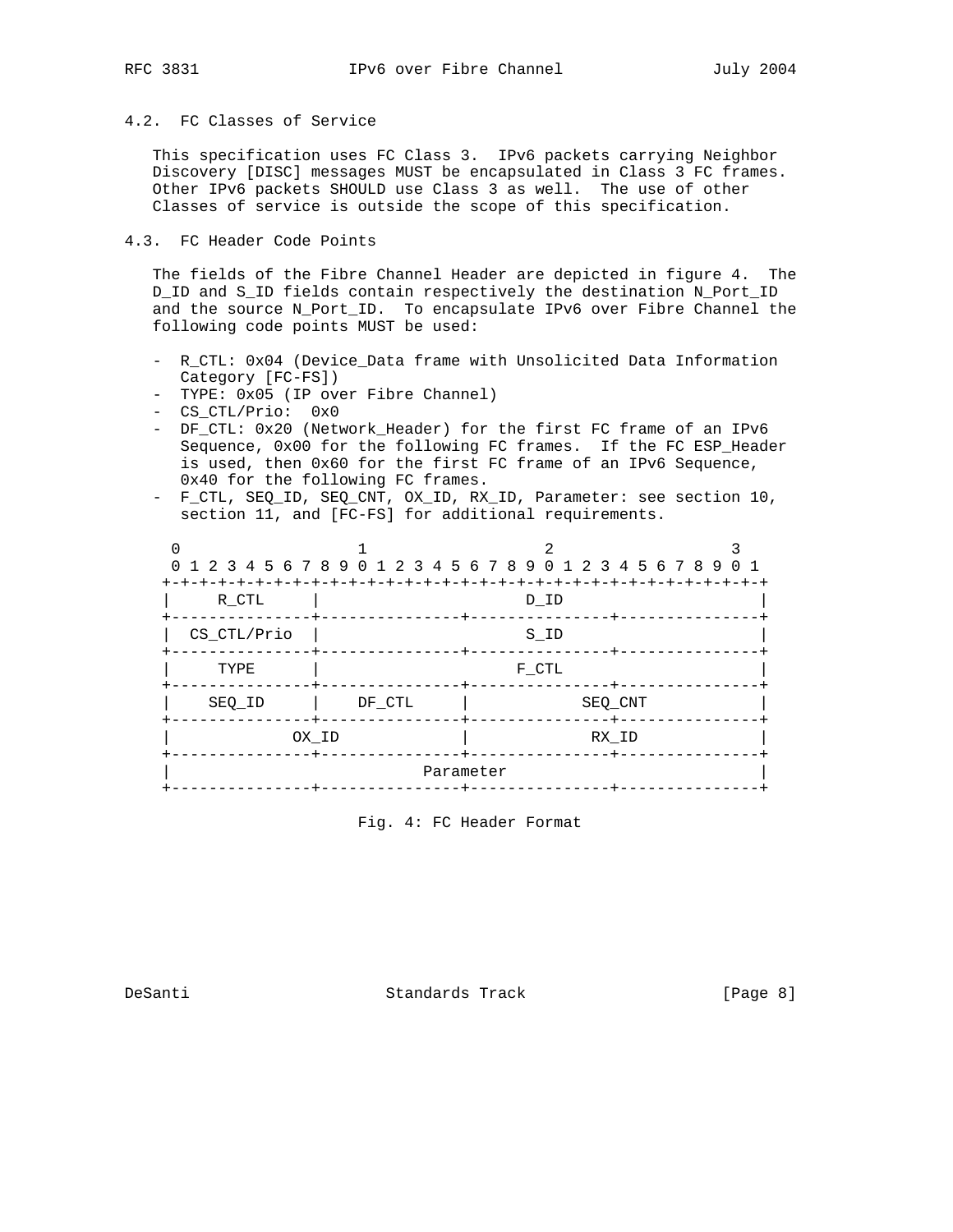### 4.2. FC Classes of Service

This specification uses FC Class 3. IPv6 packets carrying Neighbor Discovery [DISC] messages MUST be encapsulated in Class 3 FC frames. Other IPv6 packets SHOULD use Class 3 as well. The use of other Classes of service is outside the scope of this specification.

### 4.3. FC Header Code Points

The fields of the Fibre Channel Header are depicted in figure 4. The D_ID and S_ID fields contain respectively the destination N_Port_ID and the source N_Port_ID. To encapsulate IPv6 over Fibre Channel the following code points MUST be used:

- R_CTL: 0x04 (Device_Data frame with Unsolicited Data Information Category [FC-FS])
- TYPE: 0x05 (IP over Fibre Channel)
- CS_CTL/Prio: 0x0
- DF_CTL: 0x20 (Network_Header) for the first FC frame of an IPv6 Sequence, 0x00 for the following FC frames. If the FC ESP_Header is used, then 0x60 for the first FC frame of an IPv6 Sequence, 0x40 for the following FC frames.
- F_CTL, SEQ_ID, SEQ_CNT, OX_ID, RX_ID, Parameter: see section 10, section 11, and [FC-FS] for additional requirements.

```
 0                   1                   2                   3
 0 1 2 3 4 5 6 7 8 9 0 1 2 3 4 5 6 7 8 9 0 1 2 3 4 5 6 7 8 9 0 1
+-+-+-+-+-+-+-+-+-+-+-+-+-+-+-+-+-+-+-+-+-+-+-+-+-+-+-+-+-+-+-+-+
|     R_CTL     |                     D_ID                      |
+---------------+---------------+---------------+---------------+
|  CS_CTL/Prio  |                     S_ID                      |
+---------------+---------------+---------------+---------------+
|     TYPE      |                     F_CTL                     |
+---------------+---------------+---------------+---------------+
|    SEQ_ID     |    DF_CTL     |            SEQ_CNT            |
+---------------+---------------+---------------+---------------+
|             OX_ID             |             RX_ID             |
+---------------+---------------+---------------+---------------+
|                           Parameter                           |
+---------------+---------------+---------------+---------------+
```

Fig. 4: FC Header Format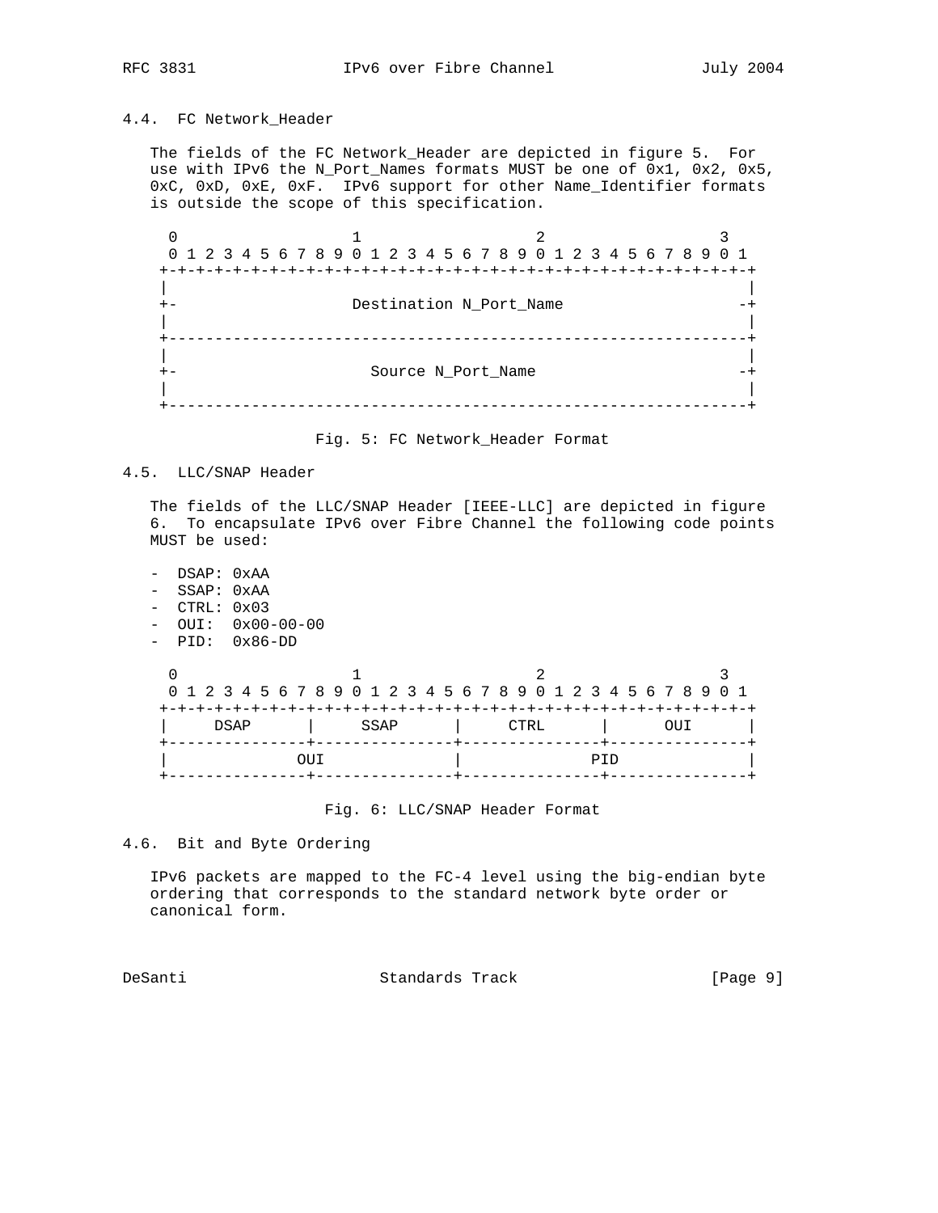### 4.4. FC Network_Header

The fields of the FC Network_Header are depicted in figure 5. For use with IPv6 the N_Port_Names formats MUST be one of 0x1, 0x2, 0x5, 0xC, 0xD, 0xE, 0xF. IPv6 support for other Name_Identifier formats is outside the scope of this specification.

```
 0                   1                   2                   3
 0 1 2 3 4 5 6 7 8 9 0 1 2 3 4 5 6 7 8 9 0 1 2 3 4 5 6 7 8 9 0 1
+-+-+-+-+-+-+-+-+-+-+-+-+-+-+-+-+-+-+-+-+-+-+-+-+-+-+-+-+-+-+-+-+
|                                                               |
+-                    Destination N_Port_Name                  -+
|                                                               |
+---------------------------------------------------------------+
|                                                               |
+-                      Source N_Port_Name                     -+
|                                                               |
+---------------------------------------------------------------+
```

Fig. 5: FC Network_Header Format

### 4.5. LLC/SNAP Header

The fields of the LLC/SNAP Header [IEEE-LLC] are depicted in figure 6. To encapsulate IPv6 over Fibre Channel the following code points MUST be used:

- DSAP: 0xAA
- SSAP: 0xAA
- CTRL: 0x03
- OUI: 0x00-00-00
- PID: 0x86-DD

```
 0                   1                   2                   3
 0 1 2 3 4 5 6 7 8 9 0 1 2 3 4 5 6 7 8 9 0 1 2 3 4 5 6 7 8 9 0 1
+-+-+-+-+-+-+-+-+-+-+-+-+-+-+-+-+-+-+-+-+-+-+-+-+-+-+-+-+-+-+-+-+
|     DSAP      |     SSAP      |     CTRL      |      OUI      |
+---------------+---------------+---------------+---------------+
|              OUI              |              PID              |
+---------------+---------------+---------------+---------------+
```

Fig. 6: LLC/SNAP Header Format

### 4.6. Bit and Byte Ordering

IPv6 packets are mapped to the FC-4 level using the big-endian byte ordering that corresponds to the standard network byte order or canonical form.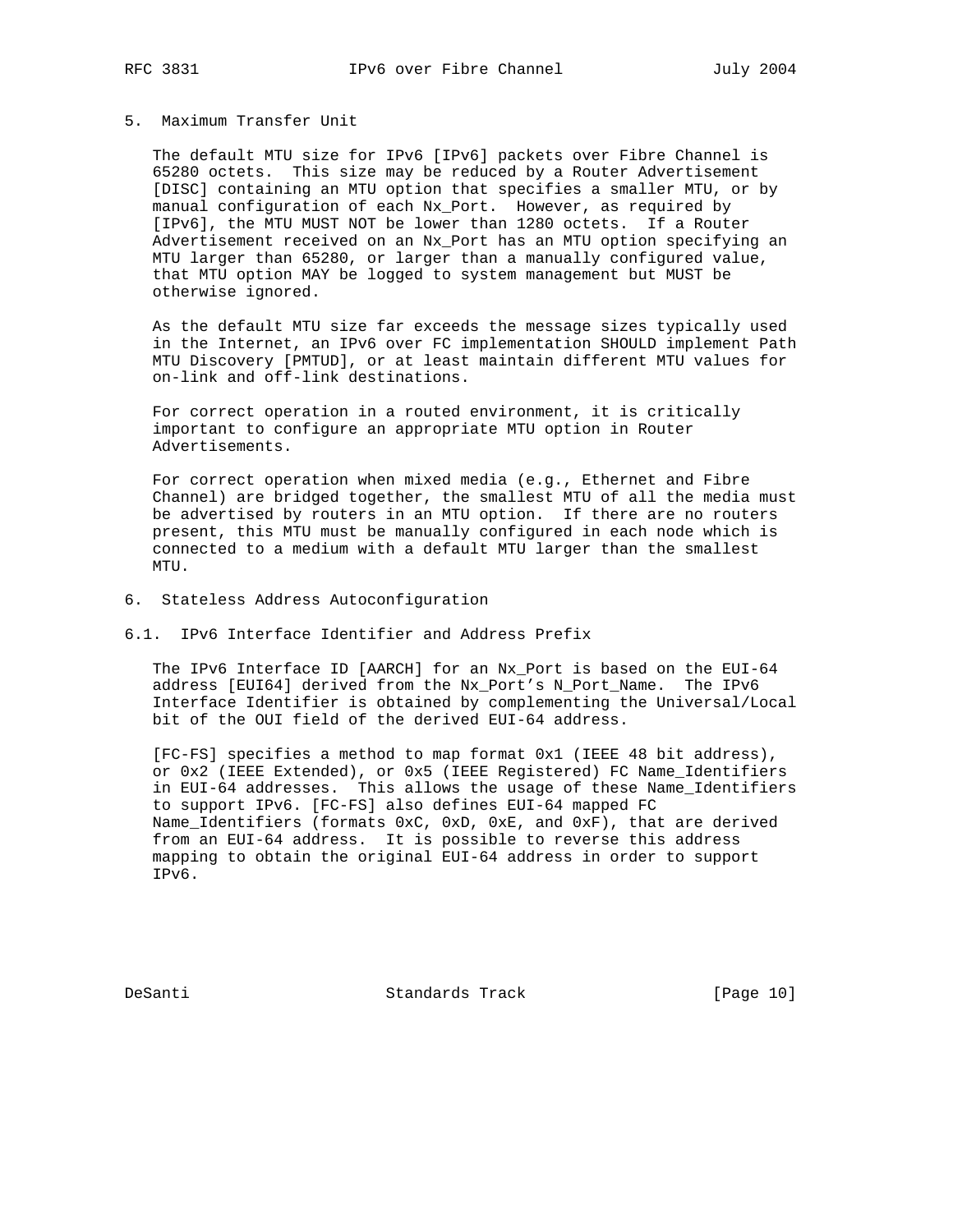## 5. Maximum Transfer Unit

The default MTU size for IPv6 [IPv6] packets over Fibre Channel is 65280 octets. This size may be reduced by a Router Advertisement [DISC] containing an MTU option that specifies a smaller MTU, or by manual configuration of each Nx_Port. However, as required by [IPv6], the MTU MUST NOT be lower than 1280 octets. If a Router Advertisement received on an Nx_Port has an MTU option specifying an MTU larger than 65280, or larger than a manually configured value, that MTU option MAY be logged to system management but MUST be otherwise ignored.

As the default MTU size far exceeds the message sizes typically used in the Internet, an IPv6 over FC implementation SHOULD implement Path MTU Discovery [PMTUD], or at least maintain different MTU values for on-link and off-link destinations.

For correct operation in a routed environment, it is critically important to configure an appropriate MTU option in Router Advertisements.

For correct operation when mixed media (e.g., Ethernet and Fibre Channel) are bridged together, the smallest MTU of all the media must be advertised by routers in an MTU option. If there are no routers present, this MTU must be manually configured in each node which is connected to a medium with a default MTU larger than the smallest MTU.

## 6. Stateless Address Autoconfiguration

### 6.1. IPv6 Interface Identifier and Address Prefix

The IPv6 Interface ID [AARCH] for an Nx_Port is based on the EUI-64 address [EUI64] derived from the Nx_Port's N_Port_Name. The IPv6 Interface Identifier is obtained by complementing the Universal/Local bit of the OUI field of the derived EUI-64 address.

[FC-FS] specifies a method to map format 0x1 (IEEE 48 bit address), or 0x2 (IEEE Extended), or 0x5 (IEEE Registered) FC Name_Identifiers in EUI-64 addresses. This allows the usage of these Name_Identifiers to support IPv6. [FC-FS] also defines EUI-64 mapped FC Name_Identifiers (formats 0xC, 0xD, 0xE, and 0xF), that are derived from an EUI-64 address. It is possible to reverse this address mapping to obtain the original EUI-64 address in order to support IPv6.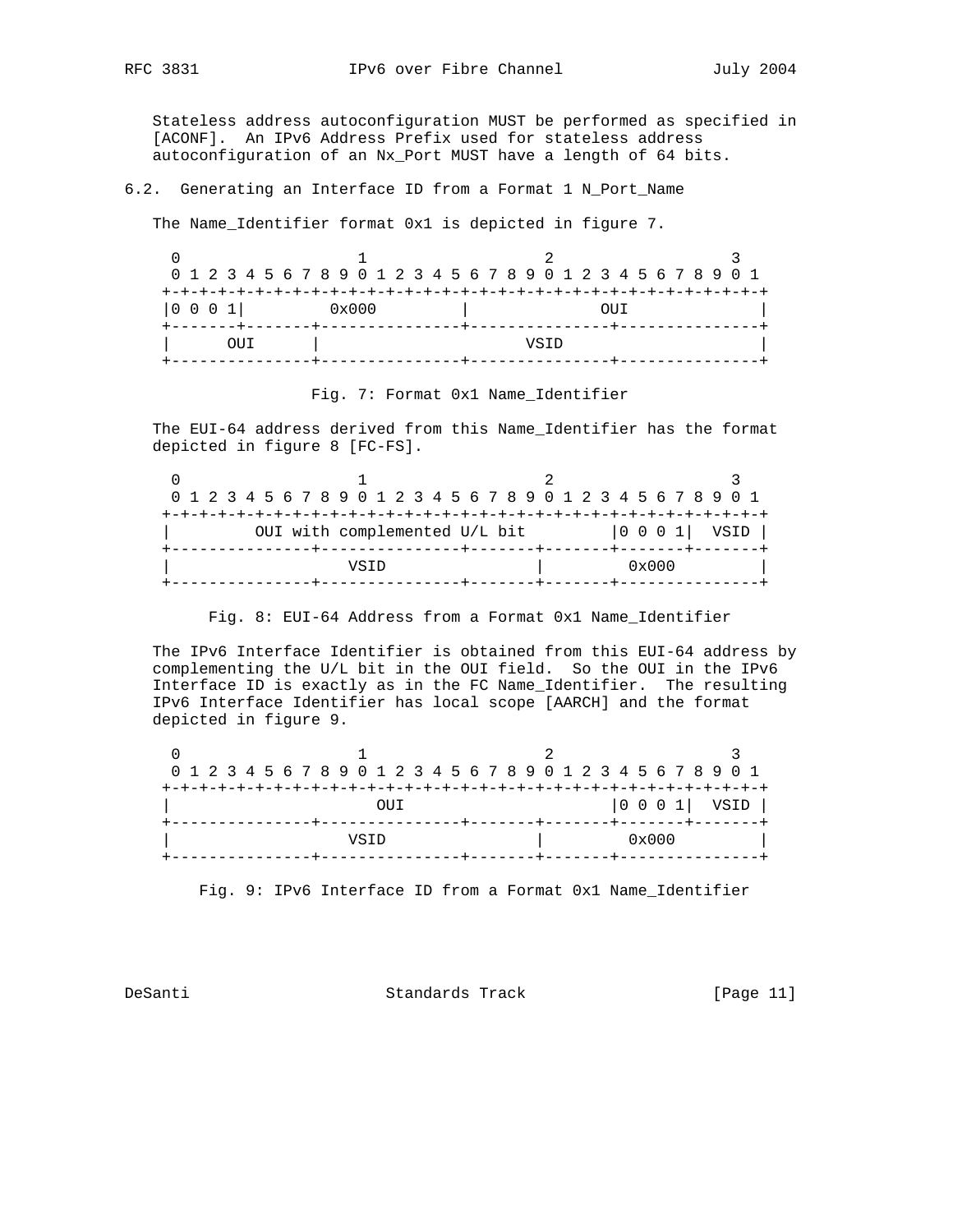Stateless address autoconfiguration MUST be performed as specified in [ACONF]. An IPv6 Address Prefix used for stateless address autoconfiguration of an Nx_Port MUST have a length of 64 bits.

## 6.2. Generating an Interface ID from a Format 1 N_Port_Name

The Name_Identifier format 0x1 is depicted in figure 7.

```
 0                   1                   2                   3
 0 1 2 3 4 5 6 7 8 9 0 1 2 3 4 5 6 7 8 9 0 1 2 3 4 5 6 7 8 9 0 1
+-+-+-+-+-+-+-+-+-+-+-+-+-+-+-+-+-+-+-+-+-+-+-+-+-+-+-+-+-+-+-+-+
|0 0 0 1|         0x000         |              OUI              |
+-------+-------+---------------+---------------+---------------+
|      OUI      |                     VSID                      |
+---------------+---------------+---------------+---------------+
```

Fig. 7: Format 0x1 Name_Identifier

The EUI-64 address derived from this Name_Identifier has the format depicted in figure 8 [FC-FS].

```
 0                   1                   2                   3
 0 1 2 3 4 5 6 7 8 9 0 1 2 3 4 5 6 7 8 9 0 1 2 3 4 5 6 7 8 9 0 1
+-+-+-+-+-+-+-+-+-+-+-+-+-+-+-+-+-+-+-+-+-+-+-+-+-+-+-+-+-+-+-+-+
|         OUI with complemented U/L bit         |0 0 0 1|  VSID |
+---------------+---------------+-------+-------+-------+-------+
|                 VSID                  |         0x000         |
+---------------+---------------+-------+-------+---------------+
```

Fig. 8: EUI-64 Address from a Format 0x1 Name_Identifier

The IPv6 Interface Identifier is obtained from this EUI-64 address by complementing the U/L bit in the OUI field. So the OUI in the IPv6 Interface ID is exactly as in the FC Name_Identifier. The resulting IPv6 Interface Identifier has local scope [AARCH] and the format depicted in figure 9.

```
 0                   1                   2                   3
 0 1 2 3 4 5 6 7 8 9 0 1 2 3 4 5 6 7 8 9 0 1 2 3 4 5 6 7 8 9 0 1
+-+-+-+-+-+-+-+-+-+-+-+-+-+-+-+-+-+-+-+-+-+-+-+-+-+-+-+-+-+-+-+-+
|                      OUI                      |0 0 0 1|  VSID |
+---------------+---------------+-------+-------+-------+-------+
|                 VSID                  |         0x000         |
+---------------+---------------+-------+-------+---------------+
```

Fig. 9: IPv6 Interface ID from a Format 0x1 Name_Identifier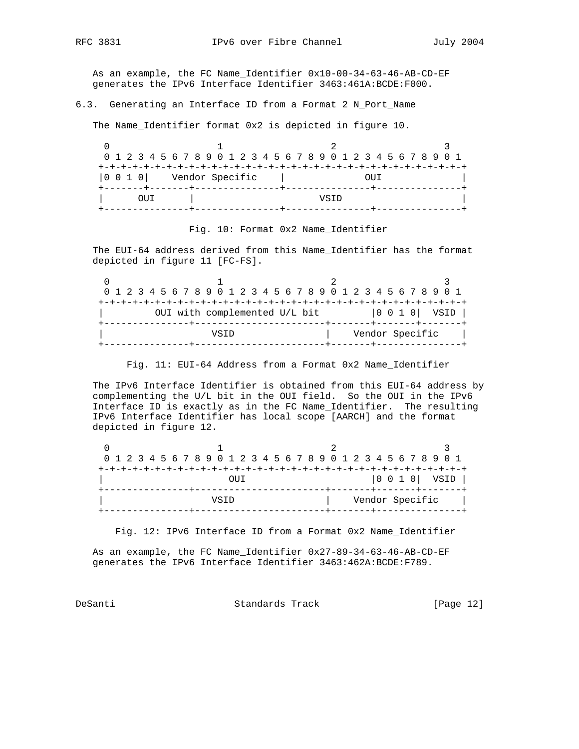As an example, the FC Name_Identifier 0x10-00-34-63-46-AB-CD-EF generates the IPv6 Interface Identifier 3463:461A:BCDE:F000.

### 6.3. Generating an Interface ID from a Format 2 N_Port_Name

The Name_Identifier format 0x2 is depicted in figure 10.

```
 0                   1                   2                   3
 0 1 2 3 4 5 6 7 8 9 0 1 2 3 4 5 6 7 8 9 0 1 2 3 4 5 6 7 8 9 0 1
+-+-+-+-+-+-+-+-+-+-+-+-+-+-+-+-+-+-+-+-+-+-+-+-+-+-+-+-+-+-+-+-+
|0 0 1 0|    Vendor Specific    |              OUI              |
+-------+-------+---------------+---------------+---------------+
|      OUI      |                     VSID                      |
+---------------+---------------+---------------+---------------+
```

Fig. 10: Format 0x2 Name_Identifier

The EUI-64 address derived from this Name_Identifier has the format depicted in figure 11 [FC-FS].

```
 0                   1                   2                   3
 0 1 2 3 4 5 6 7 8 9 0 1 2 3 4 5 6 7 8 9 0 1 2 3 4 5 6 7 8 9 0 1
+-+-+-+-+-+-+-+-+-+-+-+-+-+-+-+-+-+-+-+-+-+-+-+-+-+-+-+-+-+-+-+-+
|         OUI with complemented U/L bit         |0 0 1 0|  VSID |
+---------------+-----------------------+-------+-------+-------+
|                 VSID                  |    Vendor Specific    |
+---------------+-----------------------+-------+---------------+
```

Fig. 11: EUI-64 Address from a Format 0x2 Name_Identifier

The IPv6 Interface Identifier is obtained from this EUI-64 address by complementing the U/L bit in the OUI field. So the OUI in the IPv6 Interface ID is exactly as in the FC Name_Identifier. The resulting IPv6 Interface Identifier has local scope [AARCH] and the format depicted in figure 12.

```
 0                   1                   2                   3
 0 1 2 3 4 5 6 7 8 9 0 1 2 3 4 5 6 7 8 9 0 1 2 3 4 5 6 7 8 9 0 1
+-+-+-+-+-+-+-+-+-+-+-+-+-+-+-+-+-+-+-+-+-+-+-+-+-+-+-+-+-+-+-+-+
|                      OUI                      |0 0 1 0|  VSID |
+---------------+-----------------------+-------+-------+-------+
|                 VSID                  |    Vendor Specific    |
+---------------+-----------------------+-------+---------------+
```

Fig. 12: IPv6 Interface ID from a Format 0x2 Name_Identifier

As an example, the FC Name_Identifier 0x27-89-34-63-46-AB-CD-EF generates the IPv6 Interface Identifier 3463:462A:BCDE:F789.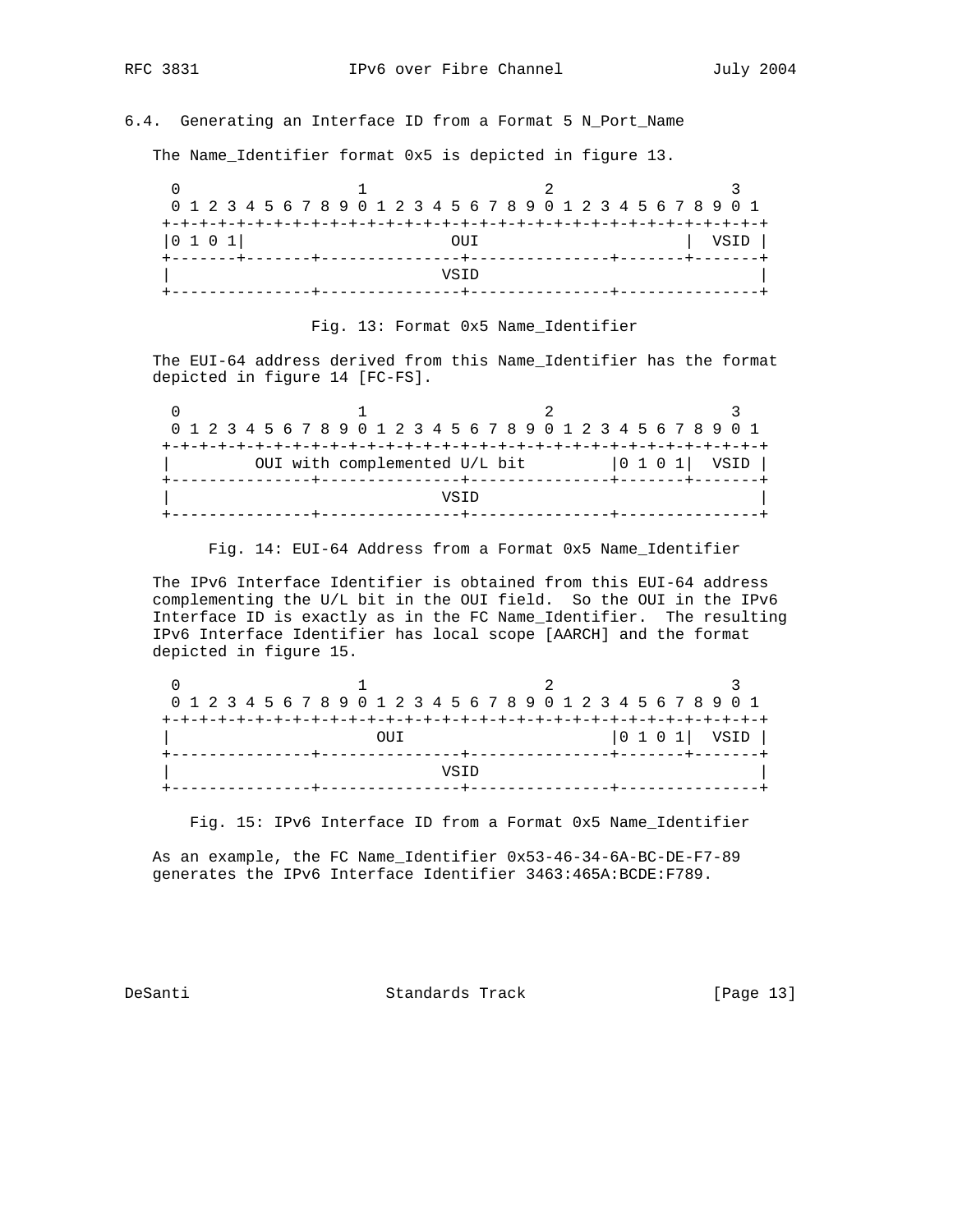## 6.4. Generating an Interface ID from a Format 5 N_Port_Name

The Name_Identifier format 0x5 is depicted in figure 13.

```
 0                   1                   2                   3
 0 1 2 3 4 5 6 7 8 9 0 1 2 3 4 5 6 7 8 9 0 1 2 3 4 5 6 7 8 9 0 1
+-+-+-+-+-+-+-+-+-+-+-+-+-+-+-+-+-+-+-+-+-+-+-+-+-+-+-+-+-+-+-+-+
|0 1 0 1|                      OUI                      |  VSID |
+-------+-------+---------------+---------------+-------+-------+
|                              VSID                             |
+---------------+---------------+---------------+---------------+
```

Fig. 13: Format 0x5 Name_Identifier

The EUI-64 address derived from this Name_Identifier has the format depicted in figure 14 [FC-FS].

```
 0                   1                   2                   3
 0 1 2 3 4 5 6 7 8 9 0 1 2 3 4 5 6 7 8 9 0 1 2 3 4 5 6 7 8 9 0 1
+-+-+-+-+-+-+-+-+-+-+-+-+-+-+-+-+-+-+-+-+-+-+-+-+-+-+-+-+-+-+-+-+
|        OUI with complemented U/L bit          |0 1 0 1|  VSID |
+---------------+---------------+---------------+-------+-------+
|                              VSID                             |
+---------------+---------------+---------------+---------------+
```

Fig. 14: EUI-64 Address from a Format 0x5 Name_Identifier

The IPv6 Interface Identifier is obtained from this EUI-64 address complementing the U/L bit in the OUI field. So the OUI in the IPv6 Interface ID is exactly as in the FC Name_Identifier. The resulting IPv6 Interface Identifier has local scope [AARCH] and the format depicted in figure 15.

```
 0                   1                   2                   3
 0 1 2 3 4 5 6 7 8 9 0 1 2 3 4 5 6 7 8 9 0 1 2 3 4 5 6 7 8 9 0 1
+-+-+-+-+-+-+-+-+-+-+-+-+-+-+-+-+-+-+-+-+-+-+-+-+-+-+-+-+-+-+-+-+
|                      OUI                      |0 1 0 1|  VSID |
+---------------+---------------+---------------+-------+-------+
|                              VSID                             |
+---------------+---------------+---------------+---------------+
```

Fig. 15: IPv6 Interface ID from a Format 0x5 Name_Identifier

As an example, the FC Name_Identifier 0x53-46-34-6A-BC-DE-F7-89 generates the IPv6 Interface Identifier 3463:465A:BCDE:F789.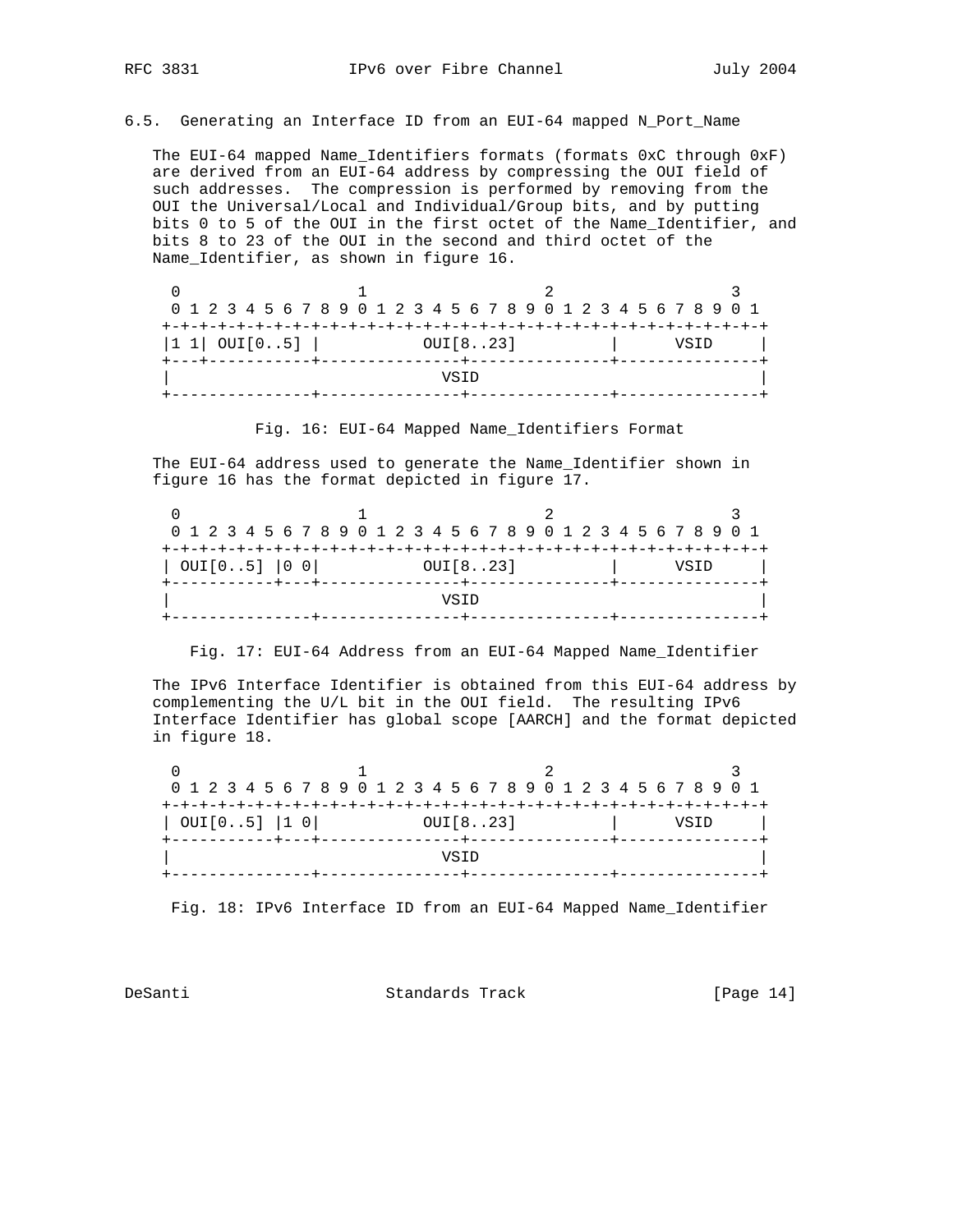### 6.5. Generating an Interface ID from an EUI-64 mapped N_Port_Name

The EUI-64 mapped Name_Identifiers formats (formats 0xC through 0xF) are derived from an EUI-64 address by compressing the OUI field of such addresses. The compression is performed by removing from the OUI the Universal/Local and Individual/Group bits, and by putting bits 0 to 5 of the OUI in the first octet of the Name_Identifier, and bits 8 to 23 of the OUI in the second and third octet of the Name_Identifier, as shown in figure 16.

```
 0                   1                   2                   3
 0 1 2 3 4 5 6 7 8 9 0 1 2 3 4 5 6 7 8 9 0 1 2 3 4 5 6 7 8 9 0 1
+-+-+-+-+-+-+-+-+-+-+-+-+-+-+-+-+-+-+-+-+-+-+-+-+-+-+-+-+-+-+-+-+
|1 1| OUI[0..5] |          OUI[8..23]           |      VSID     |
+---+-----------+---------------+---------------+---------------+
|                              VSID                             |
+---------------+---------------+---------------+---------------+
```

Fig. 16: EUI-64 Mapped Name_Identifiers Format

The EUI-64 address used to generate the Name_Identifier shown in figure 16 has the format depicted in figure 17.

```
 0                   1                   2                   3
 0 1 2 3 4 5 6 7 8 9 0 1 2 3 4 5 6 7 8 9 0 1 2 3 4 5 6 7 8 9 0 1
+-+-+-+-+-+-+-+-+-+-+-+-+-+-+-+-+-+-+-+-+-+-+-+-+-+-+-+-+-+-+-+-+
| OUI[0..5] |0 0|          OUI[8..23]           |      VSID     |
+-----------+---+---------------+---------------+---------------+
|                              VSID                             |
+---------------+---------------+---------------+---------------+
```

Fig. 17: EUI-64 Address from an EUI-64 Mapped Name_Identifier

The IPv6 Interface Identifier is obtained from this EUI-64 address by complementing the U/L bit in the OUI field. The resulting IPv6 Interface Identifier has global scope [AARCH] and the format depicted in figure 18.

```
 0                   1                   2                   3
 0 1 2 3 4 5 6 7 8 9 0 1 2 3 4 5 6 7 8 9 0 1 2 3 4 5 6 7 8 9 0 1
+-+-+-+-+-+-+-+-+-+-+-+-+-+-+-+-+-+-+-+-+-+-+-+-+-+-+-+-+-+-+-+-+
| OUI[0..5] |1 0|          OUI[8..23]           |      VSID     |
+-----------+---+---------------+---------------+---------------+
|                              VSID                             |
+---------------+---------------+---------------+---------------+
```

Fig. 18: IPv6 Interface ID from an EUI-64 Mapped Name_Identifier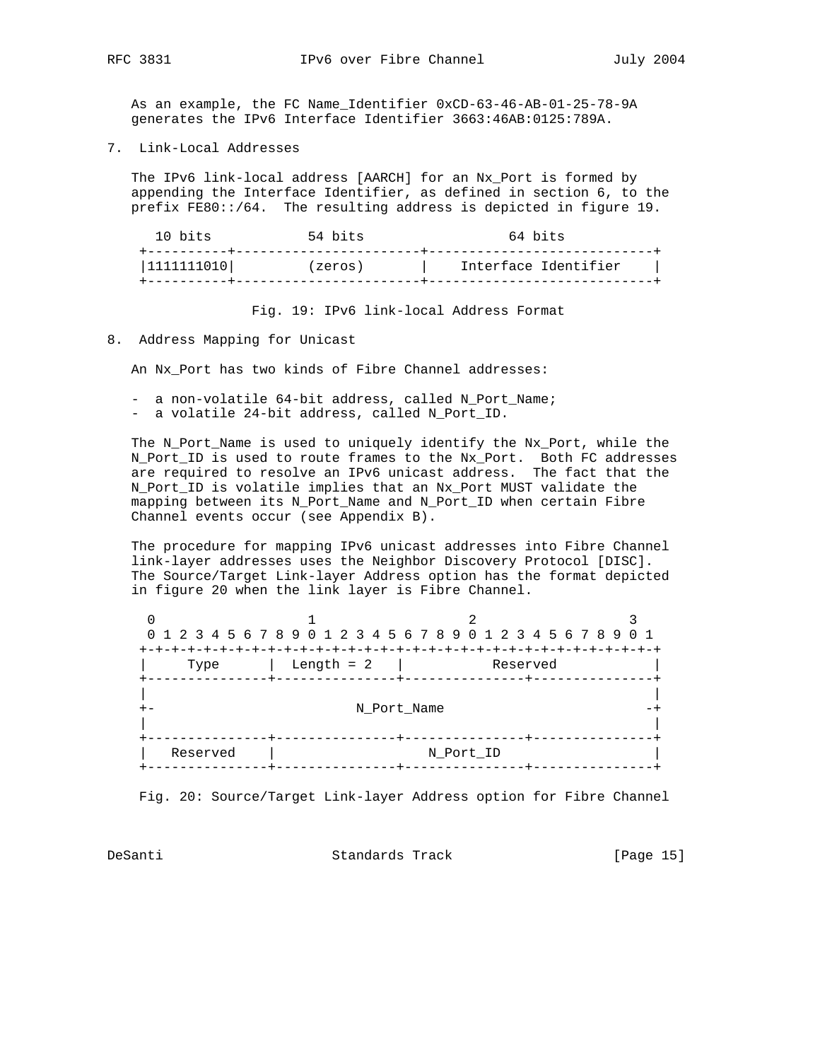As an example, the FC Name_Identifier 0xCD-63-46-AB-01-25-78-9A generates the IPv6 Interface Identifier 3663:46AB:0125:789A.

## 7. Link-Local Addresses

The IPv6 link-local address [AARCH] for an Nx_Port is formed by appending the Interface Identifier, as defined in section 6, to the prefix FE80::/64. The resulting address is depicted in figure 19.

```
  10 bits            54 bits                  64 bits
+----------+-----------------------+----------------------------+
|1111111010|         (zeros)       |    Interface Identifier    |
+----------+-----------------------+----------------------------+
```

Fig. 19: IPv6 link-local Address Format

## 8. Address Mapping for Unicast

An Nx_Port has two kinds of Fibre Channel addresses:

- a non-volatile 64-bit address, called N_Port_Name;
- a volatile 24-bit address, called N_Port_ID.

The N_Port_Name is used to uniquely identify the Nx_Port, while the N_Port_ID is used to route frames to the Nx_Port. Both FC addresses are required to resolve an IPv6 unicast address. The fact that the N_Port_ID is volatile implies that an Nx_Port MUST validate the mapping between its N_Port_Name and N_Port_ID when certain Fibre Channel events occur (see Appendix B).

The procedure for mapping IPv6 unicast addresses into Fibre Channel link-layer addresses uses the Neighbor Discovery Protocol [DISC]. The Source/Target Link-layer Address option has the format depicted in figure 20 when the link layer is Fibre Channel.

```
 0                   1                   2                   3
 0 1 2 3 4 5 6 7 8 9 0 1 2 3 4 5 6 7 8 9 0 1 2 3 4 5 6 7 8 9 0 1
+-+-+-+-+-+-+-+-+-+-+-+-+-+-+-+-+-+-+-+-+-+-+-+-+-+-+-+-+-+-+-+-+
|     Type      |  Length = 2   |           Reserved            |
+---------------+---------------+---------------+---------------+
|                                                               |
+-                          N_Port_Name                        -+
|                                                               |
+---------------+---------------+---------------+---------------+
|   Reserved    |                   N_Port_ID                   |
+---------------+---------------+---------------+---------------+
```

Fig. 20: Source/Target Link-layer Address option for Fibre Channel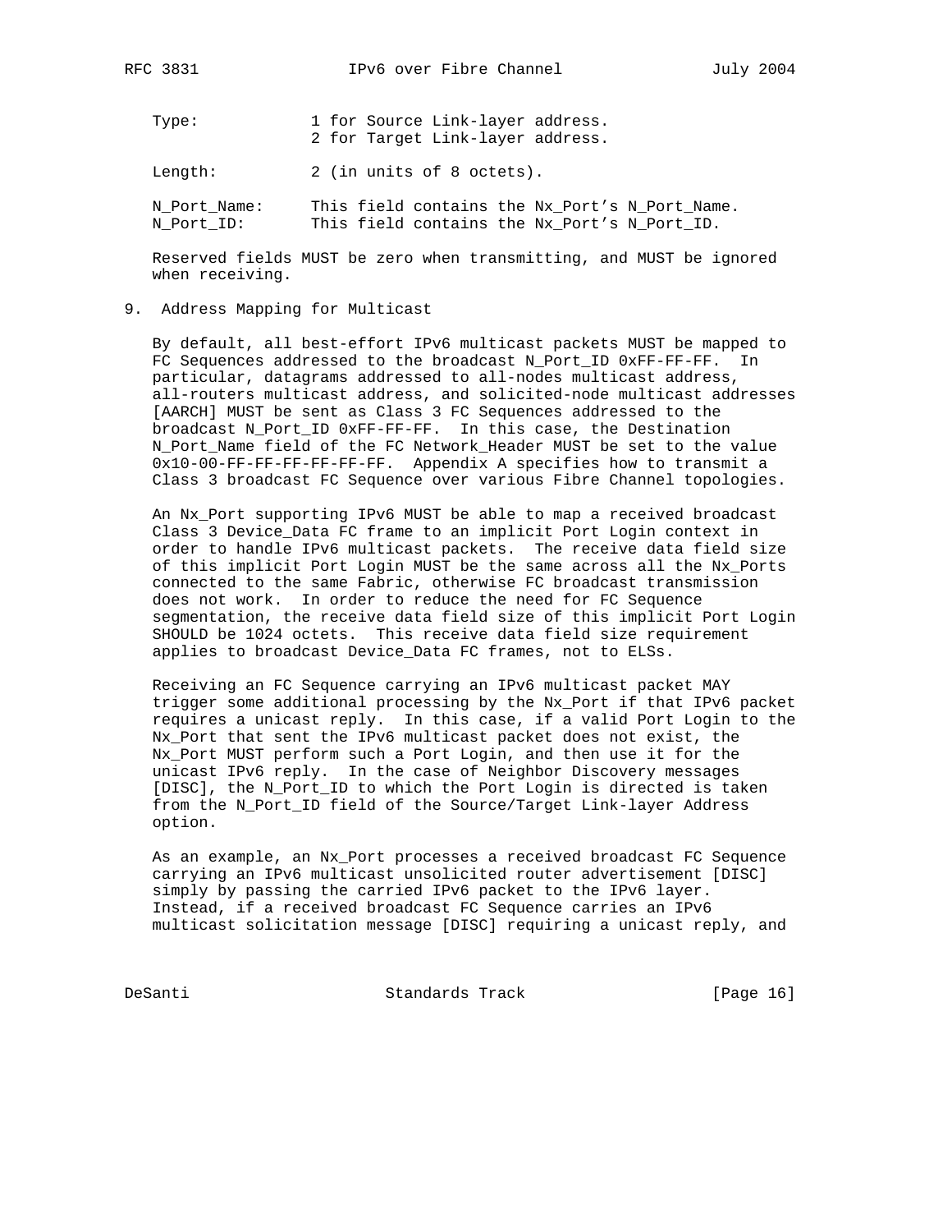Type: 1 for Source Link-layer address.
2 for Target Link-layer address.

Length: 2 (in units of 8 octets).

N_Port_Name: This field contains the Nx_Port's N_Port_Name.
N_Port_ID: This field contains the Nx_Port's N_Port_ID.

Reserved fields MUST be zero when transmitting, and MUST be ignored when receiving.

## 9. Address Mapping for Multicast

By default, all best-effort IPv6 multicast packets MUST be mapped to FC Sequences addressed to the broadcast N_Port_ID 0xFF-FF-FF. In particular, datagrams addressed to all-nodes multicast address, all-routers multicast address, and solicited-node multicast addresses [AARCH] MUST be sent as Class 3 FC Sequences addressed to the broadcast N_Port_ID 0xFF-FF-FF. In this case, the Destination N_Port_Name field of the FC Network_Header MUST be set to the value 0x10-00-FF-FF-FF-FF-FF-FF. Appendix A specifies how to transmit a Class 3 broadcast FC Sequence over various Fibre Channel topologies.

An Nx_Port supporting IPv6 MUST be able to map a received broadcast Class 3 Device_Data FC frame to an implicit Port Login context in order to handle IPv6 multicast packets. The receive data field size of this implicit Port Login MUST be the same across all the Nx_Ports connected to the same Fabric, otherwise FC broadcast transmission does not work. In order to reduce the need for FC Sequence segmentation, the receive data field size of this implicit Port Login SHOULD be 1024 octets. This receive data field size requirement applies to broadcast Device_Data FC frames, not to ELSs.

Receiving an FC Sequence carrying an IPv6 multicast packet MAY trigger some additional processing by the Nx_Port if that IPv6 packet requires a unicast reply. In this case, if a valid Port Login to the Nx_Port that sent the IPv6 multicast packet does not exist, the Nx_Port MUST perform such a Port Login, and then use it for the unicast IPv6 reply. In the case of Neighbor Discovery messages [DISC], the N_Port_ID to which the Port Login is directed is taken from the N_Port_ID field of the Source/Target Link-layer Address option.

As an example, an Nx_Port processes a received broadcast FC Sequence carrying an IPv6 multicast unsolicited router advertisement [DISC] simply by passing the carried IPv6 packet to the IPv6 layer. Instead, if a received broadcast FC Sequence carries an IPv6 multicast solicitation message [DISC] requiring a unicast reply, and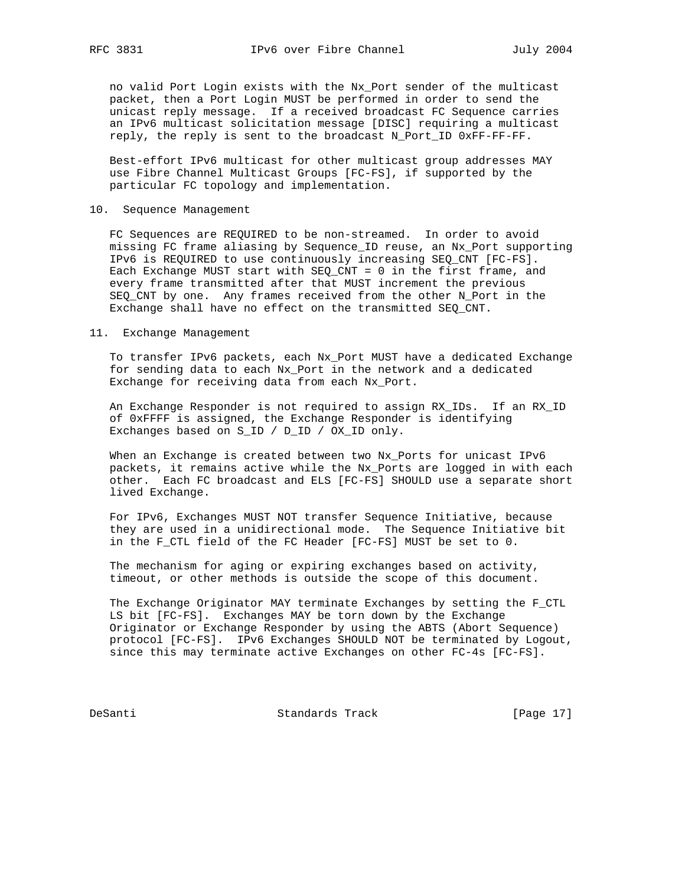no valid Port Login exists with the Nx_Port sender of the multicast packet, then a Port Login MUST be performed in order to send the unicast reply message. If a received broadcast FC Sequence carries an IPv6 multicast solicitation message [DISC] requiring a multicast reply, the reply is sent to the broadcast N_Port_ID 0xFF-FF-FF.

Best-effort IPv6 multicast for other multicast group addresses MAY use Fibre Channel Multicast Groups [FC-FS], if supported by the particular FC topology and implementation.

## 10. Sequence Management

FC Sequences are REQUIRED to be non-streamed. In order to avoid missing FC frame aliasing by Sequence_ID reuse, an Nx_Port supporting IPv6 is REQUIRED to use continuously increasing SEQ_CNT [FC-FS]. Each Exchange MUST start with SEQ_CNT = 0 in the first frame, and every frame transmitted after that MUST increment the previous SEQ_CNT by one. Any frames received from the other N_Port in the Exchange shall have no effect on the transmitted SEQ_CNT.

## 11. Exchange Management

To transfer IPv6 packets, each Nx_Port MUST have a dedicated Exchange for sending data to each Nx_Port in the network and a dedicated Exchange for receiving data from each Nx_Port.

An Exchange Responder is not required to assign RX_IDs. If an RX_ID of 0xFFFF is assigned, the Exchange Responder is identifying Exchanges based on S_ID / D_ID / OX_ID only.

When an Exchange is created between two Nx_Ports for unicast IPv6 packets, it remains active while the Nx_Ports are logged in with each other. Each FC broadcast and ELS [FC-FS] SHOULD use a separate short lived Exchange.

For IPv6, Exchanges MUST NOT transfer Sequence Initiative, because they are used in a unidirectional mode. The Sequence Initiative bit in the F_CTL field of the FC Header [FC-FS] MUST be set to 0.

The mechanism for aging or expiring exchanges based on activity, timeout, or other methods is outside the scope of this document.

The Exchange Originator MAY terminate Exchanges by setting the F_CTL LS bit [FC-FS]. Exchanges MAY be torn down by the Exchange Originator or Exchange Responder by using the ABTS (Abort Sequence) protocol [FC-FS]. IPv6 Exchanges SHOULD NOT be terminated by Logout, since this may terminate active Exchanges on other FC-4s [FC-FS].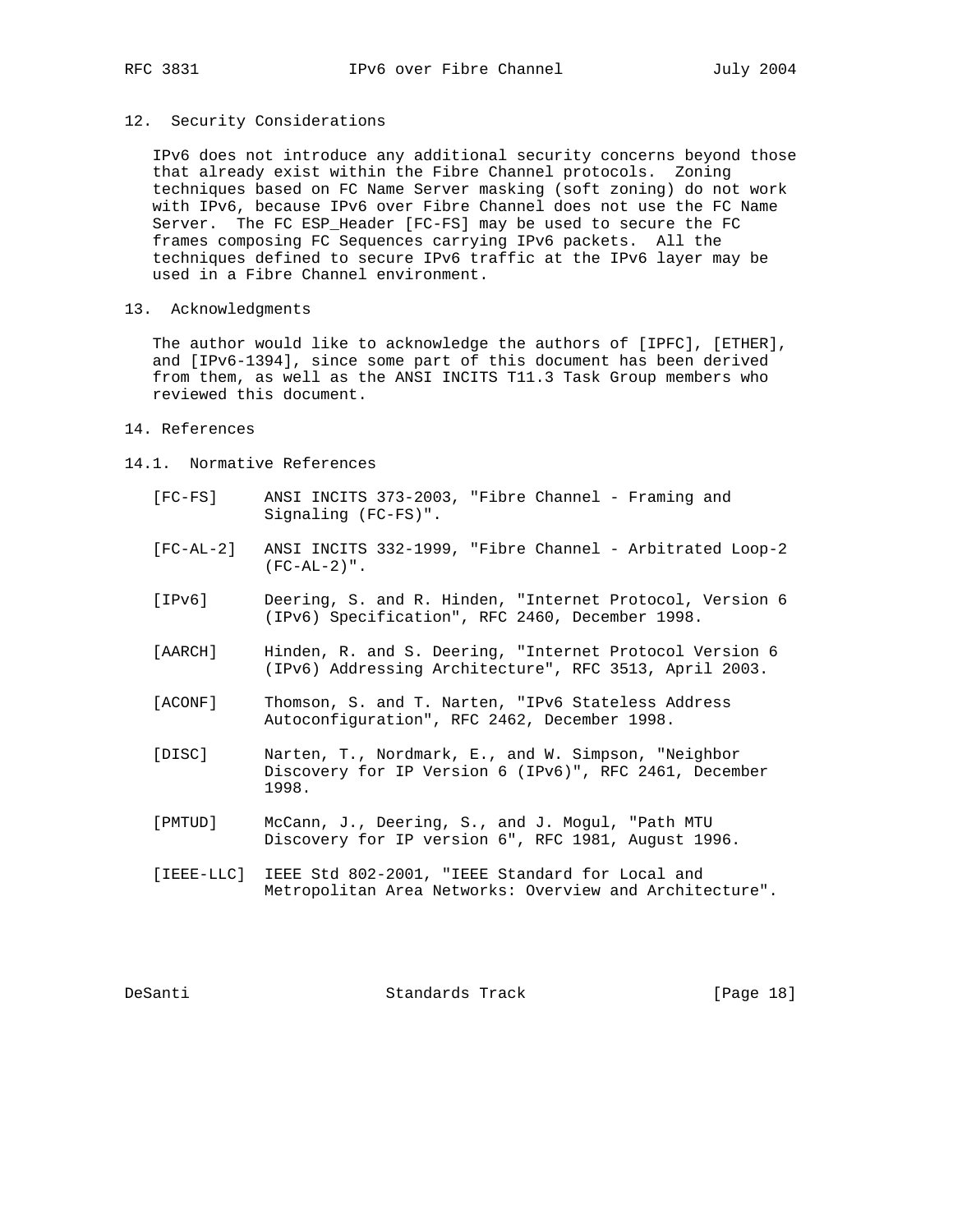## 12. Security Considerations

IPv6 does not introduce any additional security concerns beyond those that already exist within the Fibre Channel protocols. Zoning techniques based on FC Name Server masking (soft zoning) do not work with IPv6, because IPv6 over Fibre Channel does not use the FC Name Server. The FC ESP_Header [FC-FS] may be used to secure the FC frames composing FC Sequences carrying IPv6 packets. All the techniques defined to secure IPv6 traffic at the IPv6 layer may be used in a Fibre Channel environment.

## 13. Acknowledgments

The author would like to acknowledge the authors of [IPFC], [ETHER], and [IPv6-1394], since some part of this document has been derived from them, as well as the ANSI INCITS T11.3 Task Group members who reviewed this document.

## 14. References

### 14.1. Normative References

[FC-FS] ANSI INCITS 373-2003, "Fibre Channel - Framing and Signaling (FC-FS)".

[FC-AL-2] ANSI INCITS 332-1999, "Fibre Channel - Arbitrated Loop-2 (FC-AL-2)".

[IPv6] Deering, S. and R. Hinden, "Internet Protocol, Version 6 (IPv6) Specification", RFC 2460, December 1998.

[AARCH] Hinden, R. and S. Deering, "Internet Protocol Version 6 (IPv6) Addressing Architecture", RFC 3513, April 2003.

[ACONF] Thomson, S. and T. Narten, "IPv6 Stateless Address Autoconfiguration", RFC 2462, December 1998.

[DISC] Narten, T., Nordmark, E., and W. Simpson, "Neighbor Discovery for IP Version 6 (IPv6)", RFC 2461, December 1998.

[PMTUD] McCann, J., Deering, S., and J. Mogul, "Path MTU Discovery for IP version 6", RFC 1981, August 1996.

[IEEE-LLC] IEEE Std 802-2001, "IEEE Standard for Local and Metropolitan Area Networks: Overview and Architecture".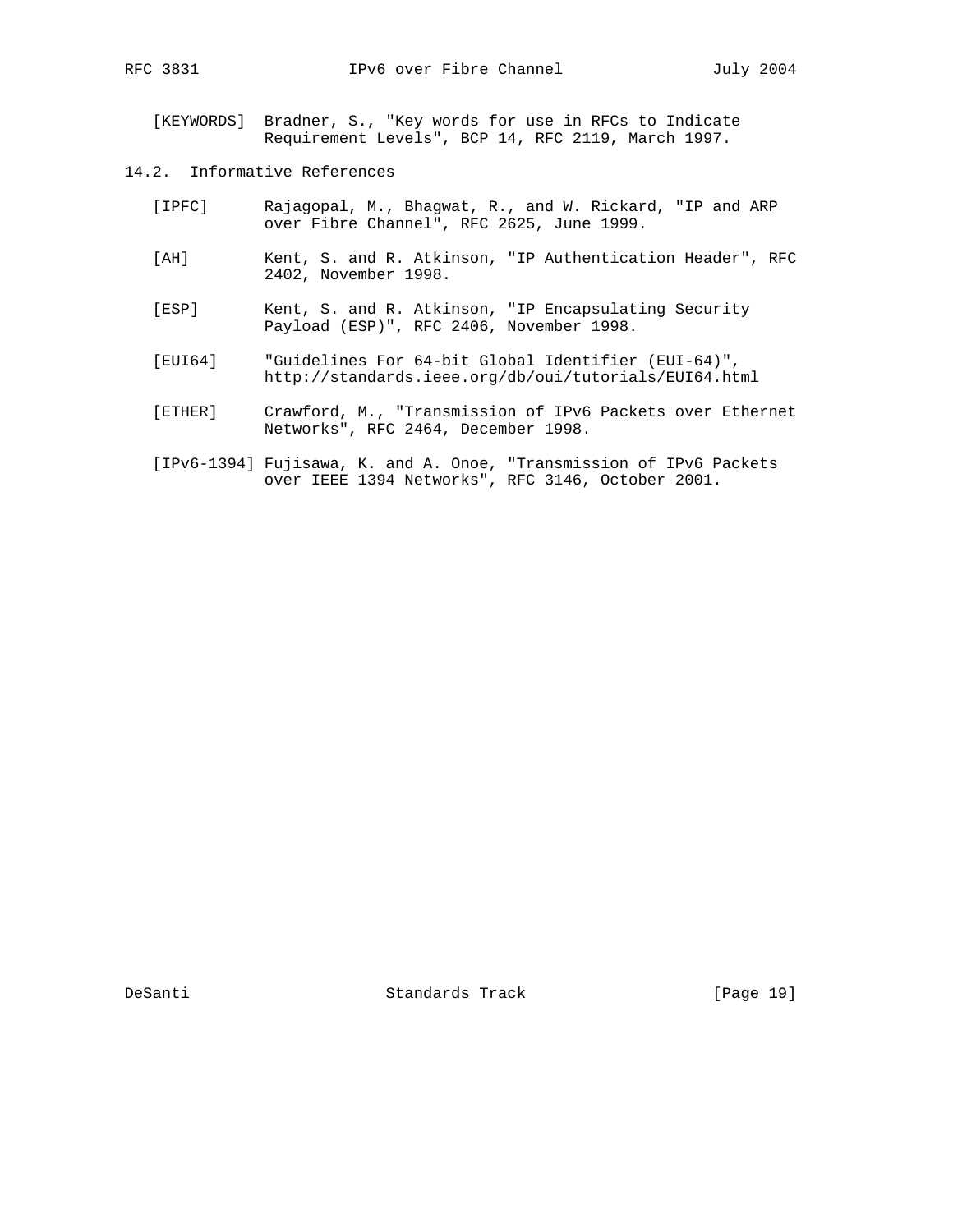[KEYWORDS] Bradner, S., "Key words for use in RFCs to Indicate Requirement Levels", BCP 14, RFC 2119, March 1997.

### 14.2. Informative References

[IPFC] Rajagopal, M., Bhagwat, R., and W. Rickard, "IP and ARP over Fibre Channel", RFC 2625, June 1999.

[AH] Kent, S. and R. Atkinson, "IP Authentication Header", RFC 2402, November 1998.

[ESP] Kent, S. and R. Atkinson, "IP Encapsulating Security Payload (ESP)", RFC 2406, November 1998.

[EUI64] "Guidelines For 64-bit Global Identifier (EUI-64)", http://standards.ieee.org/db/oui/tutorials/EUI64.html

[ETHER] Crawford, M., "Transmission of IPv6 Packets over Ethernet Networks", RFC 2464, December 1998.

[IPv6-1394] Fujisawa, K. and A. Onoe, "Transmission of IPv6 Packets over IEEE 1394 Networks", RFC 3146, October 2001.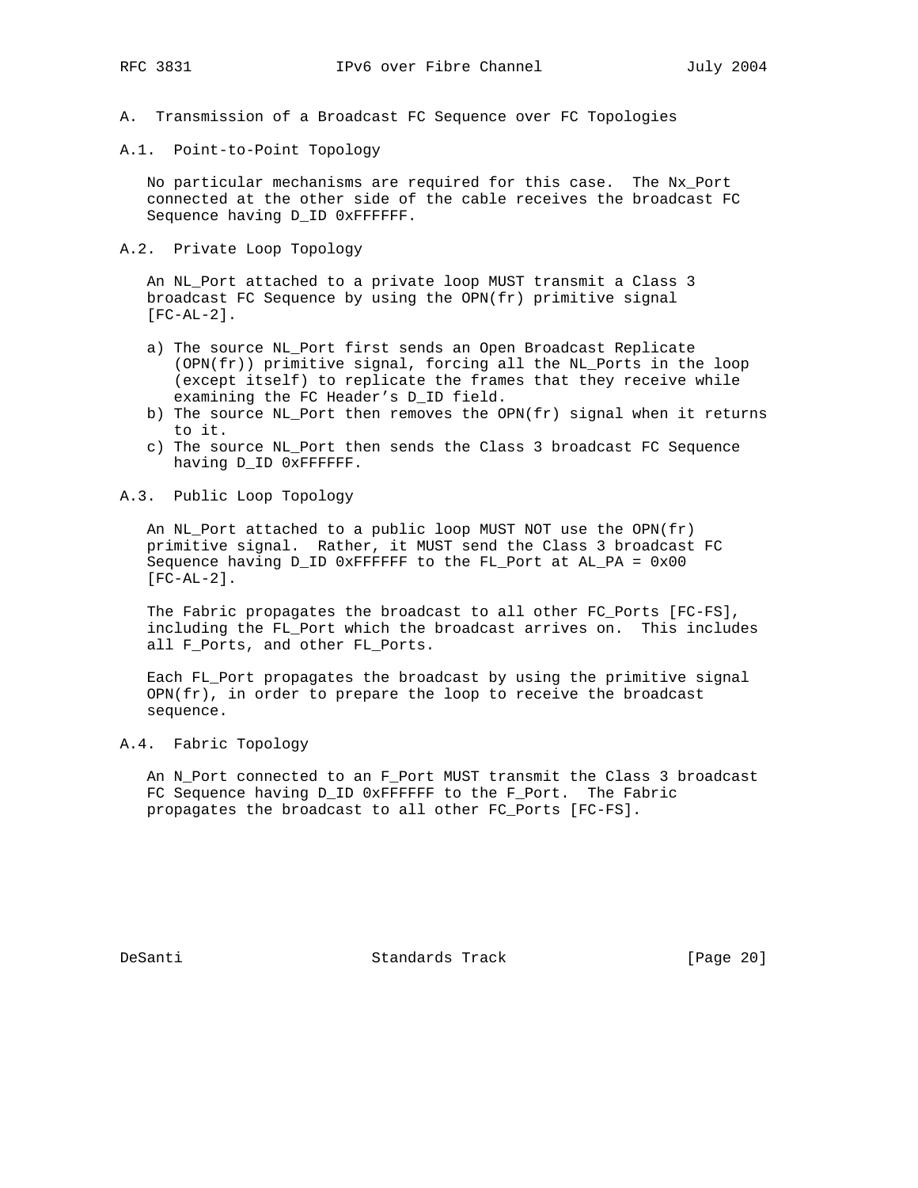# A. Transmission of a Broadcast FC Sequence over FC Topologies

## A.1. Point-to-Point Topology

No particular mechanisms are required for this case. The Nx_Port connected at the other side of the cable receives the broadcast FC Sequence having D_ID 0xFFFFFF.

## A.2. Private Loop Topology

An NL_Port attached to a private loop MUST transmit a Class 3 broadcast FC Sequence by using the OPN(fr) primitive signal [FC-AL-2].

a) The source NL_Port first sends an Open Broadcast Replicate (OPN(fr)) primitive signal, forcing all the NL_Ports in the loop (except itself) to replicate the frames that they receive while examining the FC Header's D_ID field.
b) The source NL_Port then removes the OPN(fr) signal when it returns to it.
c) The source NL_Port then sends the Class 3 broadcast FC Sequence having D_ID 0xFFFFFF.

## A.3. Public Loop Topology

An NL_Port attached to a public loop MUST NOT use the OPN(fr) primitive signal. Rather, it MUST send the Class 3 broadcast FC Sequence having D_ID 0xFFFFFF to the FL_Port at AL_PA = 0x00 [FC-AL-2].

The Fabric propagates the broadcast to all other FC_Ports [FC-FS], including the FL_Port which the broadcast arrives on. This includes all F_Ports, and other FL_Ports.

Each FL_Port propagates the broadcast by using the primitive signal OPN(fr), in order to prepare the loop to receive the broadcast sequence.

## A.4. Fabric Topology

An N_Port connected to an F_Port MUST transmit the Class 3 broadcast FC Sequence having D_ID 0xFFFFFF to the F_Port. The Fabric propagates the broadcast to all other FC_Ports [FC-FS].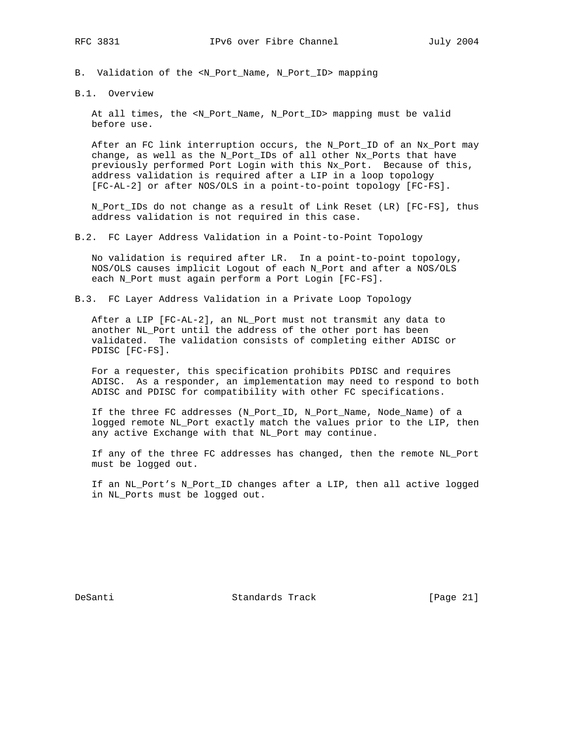# B. Validation of the <N_Port_Name, N_Port_ID> mapping

## B.1. Overview

At all times, the <N_Port_Name, N_Port_ID> mapping must be valid before use.

After an FC link interruption occurs, the N_Port_ID of an Nx_Port may change, as well as the N_Port_IDs of all other Nx_Ports that have previously performed Port Login with this Nx_Port. Because of this, address validation is required after a LIP in a loop topology [FC-AL-2] or after NOS/OLS in a point-to-point topology [FC-FS].

N_Port_IDs do not change as a result of Link Reset (LR) [FC-FS], thus address validation is not required in this case.

## B.2. FC Layer Address Validation in a Point-to-Point Topology

No validation is required after LR. In a point-to-point topology, NOS/OLS causes implicit Logout of each N_Port and after a NOS/OLS each N_Port must again perform a Port Login [FC-FS].

## B.3. FC Layer Address Validation in a Private Loop Topology

After a LIP [FC-AL-2], an NL_Port must not transmit any data to another NL_Port until the address of the other port has been validated. The validation consists of completing either ADISC or PDISC [FC-FS].

For a requester, this specification prohibits PDISC and requires ADISC. As a responder, an implementation may need to respond to both ADISC and PDISC for compatibility with other FC specifications.

If the three FC addresses (N_Port_ID, N_Port_Name, Node_Name) of a logged remote NL_Port exactly match the values prior to the LIP, then any active Exchange with that NL_Port may continue.

If any of the three FC addresses has changed, then the remote NL_Port must be logged out.

If an NL_Port's N_Port_ID changes after a LIP, then all active logged in NL_Ports must be logged out.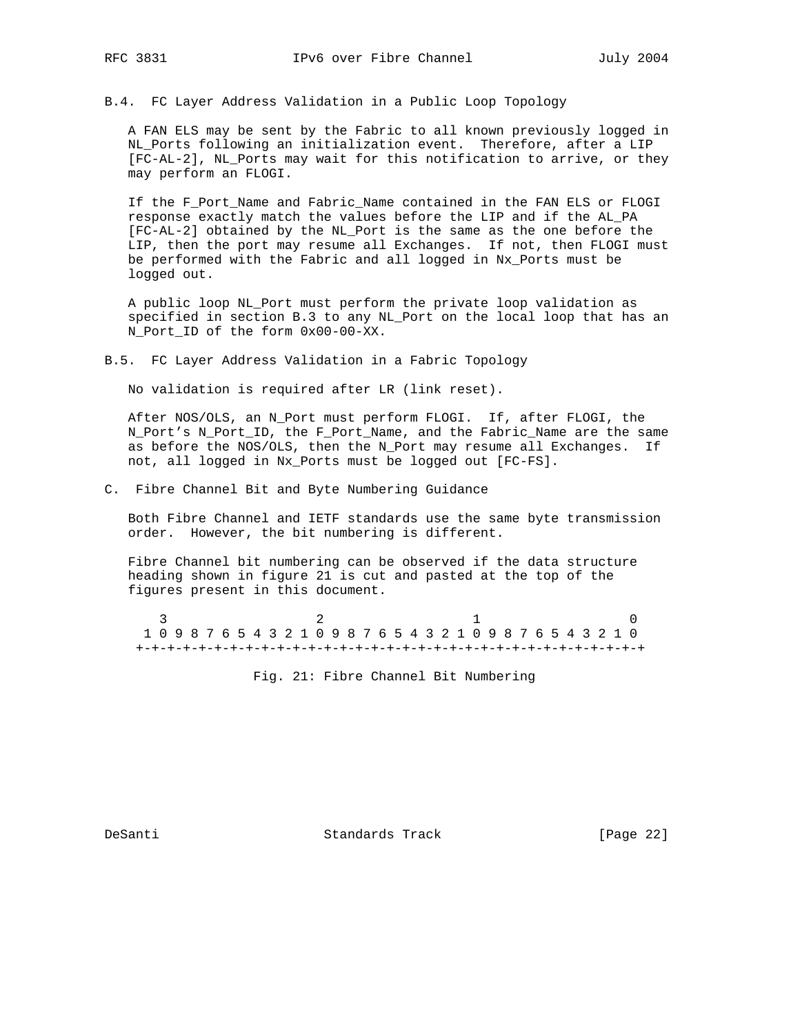### B.4. FC Layer Address Validation in a Public Loop Topology

A FAN ELS may be sent by the Fabric to all known previously logged in NL_Ports following an initialization event. Therefore, after a LIP [FC-AL-2], NL_Ports may wait for this notification to arrive, or they may perform an FLOGI.

If the F_Port_Name and Fabric_Name contained in the FAN ELS or FLOGI response exactly match the values before the LIP and if the AL_PA [FC-AL-2] obtained by the NL_Port is the same as the one before the LIP, then the port may resume all Exchanges. If not, then FLOGI must be performed with the Fabric and all logged in Nx_Ports must be logged out.

A public loop NL_Port must perform the private loop validation as specified in section B.3 to any NL_Port on the local loop that has an N_Port_ID of the form 0x00-00-XX.

### B.5. FC Layer Address Validation in a Fabric Topology

No validation is required after LR (link reset).

After NOS/OLS, an N_Port must perform FLOGI. If, after FLOGI, the N_Port's N_Port_ID, the F_Port_Name, and the Fabric_Name are the same as before the NOS/OLS, then the N_Port may resume all Exchanges. If not, all logged in Nx_Ports must be logged out [FC-FS].

## C. Fibre Channel Bit and Byte Numbering Guidance

Both Fibre Channel and IETF standards use the same byte transmission order. However, the bit numbering is different.

Fibre Channel bit numbering can be observed if the data structure heading shown in figure 21 is cut and pasted at the top of the figures present in this document.

```
   3                   2                   1                   0
 1 0 9 8 7 6 5 4 3 2 1 0 9 8 7 6 5 4 3 2 1 0 9 8 7 6 5 4 3 2 1 0
+-+-+-+-+-+-+-+-+-+-+-+-+-+-+-+-+-+-+-+-+-+-+-+-+-+-+-+-+-+-+-+-+
```

Fig. 21: Fibre Channel Bit Numbering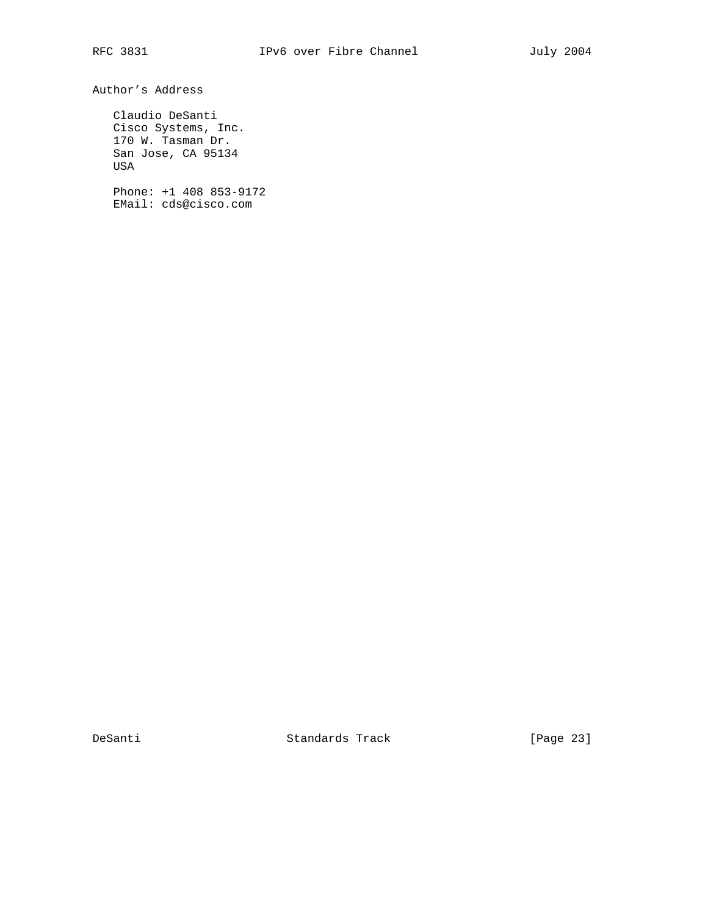## Author's Address

Claudio DeSanti
Cisco Systems, Inc.
170 W. Tasman Dr.
San Jose, CA 95134
USA

Phone: +1 408 853-9172
EMail: cds@cisco.com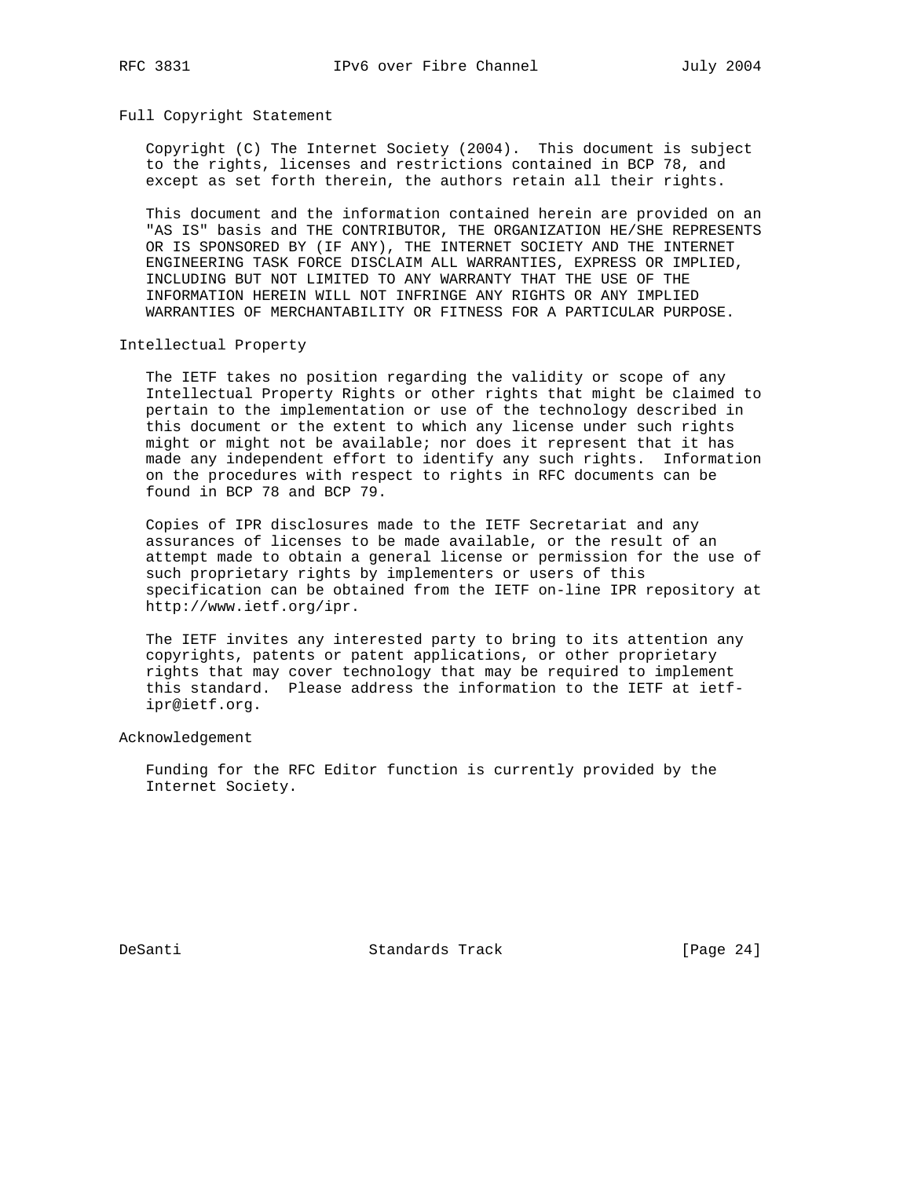## Full Copyright Statement

Copyright (C) The Internet Society (2004). This document is subject to the rights, licenses and restrictions contained in BCP 78, and except as set forth therein, the authors retain all their rights.

This document and the information contained herein are provided on an "AS IS" basis and THE CONTRIBUTOR, THE ORGANIZATION HE/SHE REPRESENTS OR IS SPONSORED BY (IF ANY), THE INTERNET SOCIETY AND THE INTERNET ENGINEERING TASK FORCE DISCLAIM ALL WARRANTIES, EXPRESS OR IMPLIED, INCLUDING BUT NOT LIMITED TO ANY WARRANTY THAT THE USE OF THE INFORMATION HEREIN WILL NOT INFRINGE ANY RIGHTS OR ANY IMPLIED WARRANTIES OF MERCHANTABILITY OR FITNESS FOR A PARTICULAR PURPOSE.

## Intellectual Property

The IETF takes no position regarding the validity or scope of any Intellectual Property Rights or other rights that might be claimed to pertain to the implementation or use of the technology described in this document or the extent to which any license under such rights might or might not be available; nor does it represent that it has made any independent effort to identify any such rights. Information on the procedures with respect to rights in RFC documents can be found in BCP 78 and BCP 79.

Copies of IPR disclosures made to the IETF Secretariat and any assurances of licenses to be made available, or the result of an attempt made to obtain a general license or permission for the use of such proprietary rights by implementers or users of this specification can be obtained from the IETF on-line IPR repository at http://www.ietf.org/ipr.

The IETF invites any interested party to bring to its attention any copyrights, patents or patent applications, or other proprietary rights that may cover technology that may be required to implement this standard. Please address the information to the IETF at ietf-ipr@ietf.org.

## Acknowledgement

Funding for the RFC Editor function is currently provided by the Internet Society.